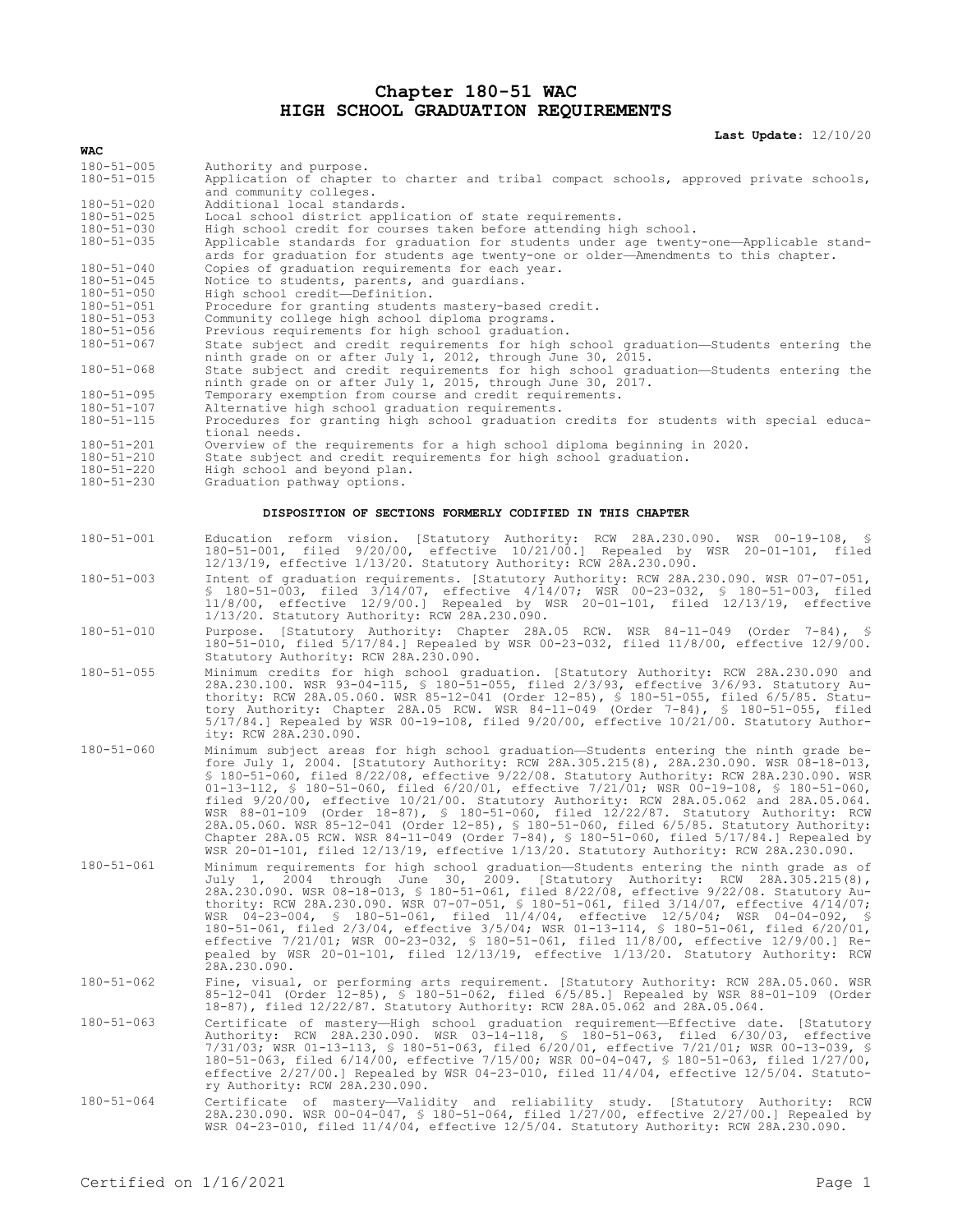# Chapter 180-51 WAC
# HIGH SCHOOL GRADUATION REQUIREMENTS

**Last Update:** 12/10/20

**WAC**

| | |
|---|---|
| 180-51-005 | Authority and purpose. |
| 180-51-015 | Application of chapter to charter and tribal compact schools, approved private schools, and community colleges. |
| 180-51-020 | Additional local standards. |
| 180-51-025 | Local school district application of state requirements. |
| 180-51-030 | High school credit for courses taken before attending high school. |
| 180-51-035 | Applicable standards for graduation for students under age twenty-one—Applicable standards for graduation for students age twenty-one or older—Amendments to this chapter. |
| 180-51-040 | Copies of graduation requirements for each year. |
| 180-51-045 | Notice to students, parents, and guardians. |
| 180-51-050 | High school credit—Definition. |
| 180-51-051 | Procedure for granting students mastery-based credit. |
| 180-51-053 | Community college high school diploma programs. |
| 180-51-056 | Previous requirements for high school graduation. |
| 180-51-067 | State subject and credit requirements for high school graduation—Students entering the ninth grade on or after July 1, 2012, through June 30, 2015. |
| 180-51-068 | State subject and credit requirements for high school graduation—Students entering the ninth grade on or after July 1, 2015, through June 30, 2017. |
| 180-51-095 | Temporary exemption from course and credit requirements. |
| 180-51-107 | Alternative high school graduation requirements. |
| 180-51-115 | Procedures for granting high school graduation credits for students with special educational needs. |
| 180-51-201 | Overview of the requirements for a high school diploma beginning in 2020. |
| 180-51-210 | State subject and credit requirements for high school graduation. |
| 180-51-220 | High school and beyond plan. |
| 180-51-230 | Graduation pathway options. |

**DISPOSITION OF SECTIONS FORMERLY CODIFIED IN THIS CHAPTER**

| | |
|---|---|
| 180-51-001 | Education reform vision. [Statutory Authority: RCW 28A.230.090. WSR 00-19-108, § 180-51-001, filed 9/20/00, effective 10/21/00.] Repealed by WSR 20-01-101, filed 12/13/19, effective 1/13/20. Statutory Authority: RCW 28A.230.090. |
| 180-51-003 | Intent of graduation requirements. [Statutory Authority: RCW 28A.230.090. WSR 07-07-051, § 180-51-003, filed 3/14/07, effective 4/14/07; WSR 00-23-032, § 180-51-003, filed 11/8/00, effective 12/9/00.] Repealed by WSR 20-01-101, filed 12/13/19, effective 1/13/20. Statutory Authority: RCW 28A.230.090. |
| 180-51-010 | Purpose. [Statutory Authority: Chapter 28A.05 RCW. WSR 84-11-049 (Order 7-84), § 180-51-010, filed 5/17/84.] Repealed by WSR 00-23-032, filed 11/8/00, effective 12/9/00. Statutory Authority: RCW 28A.230.090. |
| 180-51-055 | Minimum credits for high school graduation. [Statutory Authority: RCW 28A.230.090 and 28A.230.100. WSR 93-04-115, § 180-51-055, filed 2/3/93, effective 3/6/93. Statutory Authority: RCW 28A.05.060. WSR 85-12-041 (Order 12-85), § 180-51-055, filed 6/5/85. Statutory Authority: Chapter 28A.05 RCW. WSR 84-11-049 (Order 7-84), § 180-51-055, filed 5/17/84.] Repealed by WSR 00-19-108, filed 9/20/00, effective 10/21/00. Statutory Authority: RCW 28A.230.090. |
| 180-51-060 | Minimum subject areas for high school graduation—Students entering the ninth grade before July 1, 2004. [Statutory Authority: RCW 28A.305.215(8), 28A.230.090. WSR 08-18-013, § 180-51-060, filed 8/22/08, effective 9/22/08. Statutory Authority: RCW 28A.230.090. WSR 01-13-112, § 180-51-060, filed 6/20/01, effective 7/21/01; WSR 00-19-108, § 180-51-060, filed 9/20/00, effective 10/21/00. Statutory Authority: RCW 28A.05.062 and 28A.05.064. WSR 88-01-109 (Order 18-87), § 180-51-060, filed 12/22/87. Statutory Authority: RCW 28A.05.060. WSR 85-12-041 (Order 12-85), § 180-51-060, filed 6/5/85. Statutory Authority: Chapter 28A.05 RCW. WSR 84-11-049 (Order 7-84), § 180-51-060, filed 5/17/84.] Repealed by WSR 20-01-101, filed 12/13/19, effective 1/13/20. Statutory Authority: RCW 28A.230.090. |
| 180-51-061 | Minimum requirements for high school graduation—Students entering the ninth grade as of July 1, 2004 through June 30, 2009. [Statutory Authority: RCW 28A.305.215(8), 28A.230.090. WSR 08-18-013, § 180-51-061, filed 8/22/08, effective 9/22/08. Statutory Authority: RCW 28A.230.090. WSR 07-07-051, § 180-51-061, filed 3/14/07, effective 4/14/07; WSR 04-23-004, § 180-51-061, filed 11/4/04, effective 12/5/04; WSR 04-04-092, § 180-51-061, filed 2/3/04, effective 3/5/04; WSR 01-13-114, § 180-51-061, filed 6/20/01, effective 7/21/01; WSR 00-23-032, § 180-51-061, filed 11/8/00, effective 12/9/00.] Repealed by WSR 20-01-101, filed 12/13/19, effective 1/13/20. Statutory Authority: RCW 28A.230.090. |
| 180-51-062 | Fine, visual, or performing arts requirement. [Statutory Authority: RCW 28A.05.060. WSR 85-12-041 (Order 12-85), § 180-51-062, filed 6/5/85.] Repealed by WSR 88-01-109 (Order 18-87), filed 12/22/87. Statutory Authority: RCW 28A.05.062 and 28A.05.064. |
| 180-51-063 | Certificate of mastery—High school graduation requirement—Effective date. [Statutory Authority: RCW 28A.230.090. WSR 03-14-118, § 180-51-063, filed 6/30/03, effective 7/31/03; WSR 01-13-113, § 180-51-063, filed 6/20/01, effective 7/21/01; WSR 00-13-039, § 180-51-063, filed 6/14/00, effective 7/15/00; WSR 00-04-047, § 180-51-063, filed 1/27/00, effective 2/27/00.] Repealed by WSR 04-23-010, filed 11/4/04, effective 12/5/04. Statutory Authority: RCW 28A.230.090. |
| 180-51-064 | Certificate of mastery—Validity and reliability study. [Statutory Authority: RCW 28A.230.090. WSR 00-04-047, § 180-51-064, filed 1/27/00, effective 2/27/00.] Repealed by WSR 04-23-010, filed 11/4/04, effective 12/5/04. Statutory Authority: RCW 28A.230.090. |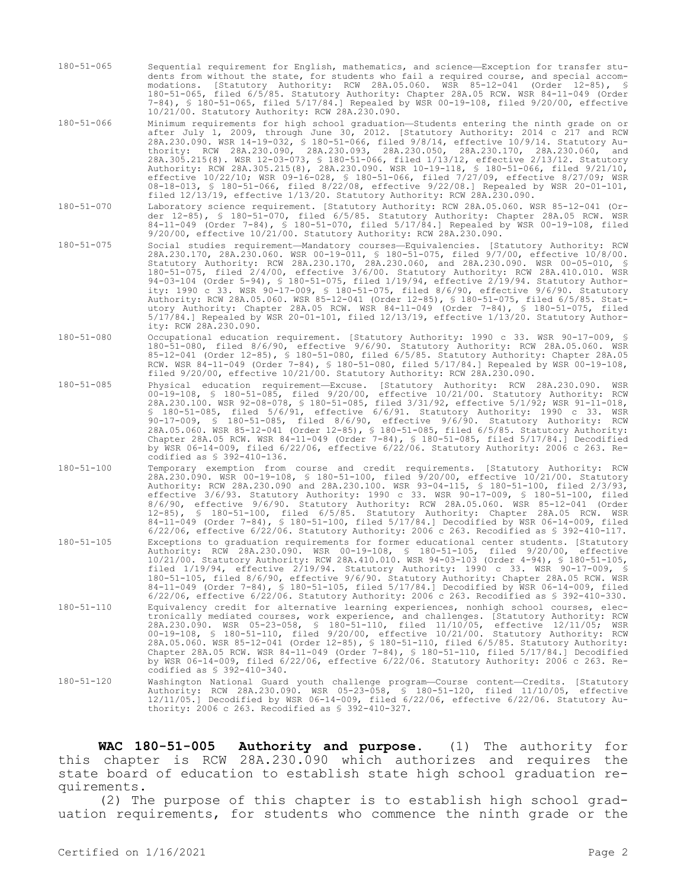180-51-065 Sequential requirement for English, mathematics, and science—Exception for transfer students from without the state, for students who fail a required course, and special accommodations. [Statutory Authority: RCW 28A.05.060. WSR 85-12-041 (Order 12-85), § 180-51-065, filed 6/5/85. Statutory Authority: Chapter 28A.05 RCW. WSR 84-11-049 (Order 7-84), § 180-51-065, filed 5/17/84.] Repealed by WSR 00-19-108, filed 9/20/00, effective 10/21/00. Statutory Authority: RCW 28A.230.090.

180-51-066 Minimum requirements for high school graduation—Students entering the ninth grade on or after July 1, 2009, through June 30, 2012. [Statutory Authority: 2014 c 217 and RCW 28A.230.090. WSR 14-19-032, § 180-51-066, filed 9/8/14, effective 10/9/14. Statutory Authority: RCW 28A.230.090, 28A.230.093, 28A.230.050, 28A.230.170, 28A.230.060, and 28A.305.215(8). WSR 12-03-073, § 180-51-066, filed 1/13/12, effective 2/13/12. Statutory Authority: RCW 28A.305.215(8), 28A.230.090. WSR 10-19-118, § 180-51-066, filed 9/21/10, effective 10/22/10; WSR 09-16-028, § 180-51-066, filed 7/27/09, effective 8/27/09; WSR 08-18-013, § 180-51-066, filed 8/22/08, effective 9/22/08.] Repealed by WSR 20-01-101, filed 12/13/19, effective 1/13/20. Statutory Authority: RCW 28A.230.090.

180-51-070 Laboratory science requirement. [Statutory Authority: RCW 28A.05.060. WSR 85-12-041 (Order 12-85), § 180-51-070, filed 6/5/85. Statutory Authority: Chapter 28A.05 RCW. WSR 84-11-049 (Order 7-84), § 180-51-070, filed 5/17/84.] Repealed by WSR 00-19-108, filed 9/20/00, effective 10/21/00. Statutory Authority: RCW 28A.230.090.

180-51-075 Social studies requirement—Mandatory courses—Equivalencies. [Statutory Authority: RCW 28A.230.170, 28A.230.060. WSR 00-19-011, § 180-51-075, filed 9/7/00, effective 10/8/00. Statutory Authority: RCW 28A.230.170, 28A.230.060, and 28A.230.090. WSR 00-05-010, § 180-51-075, filed 2/4/00, effective 3/6/00. Statutory Authority: RCW 28A.410.010. WSR 94-03-104 (Order 5-94), § 180-51-075, filed 1/19/94, effective 2/19/94. Statutory Authority: 1990 c 33. WSR 90-17-009, § 180-51-075, filed 8/6/90, effective 9/6/90. Statutory Authority: RCW 28A.05.060. WSR 85-12-041 (Order 12-85), § 180-51-075, filed 6/5/85. Statutory Authority: Chapter 28A.05 RCW. WSR 84-11-049 (Order 7-84), § 180-51-075, filed 5/17/84.] Repealed by WSR 20-01-101, filed 12/13/19, effective 1/13/20. Statutory Authority: RCW 28A.230.090.

180-51-080 Occupational education requirement. [Statutory Authority: 1990 c 33. WSR 90-17-009, § 180-51-080, filed 8/6/90, effective 9/6/90. Statutory Authority: RCW 28A.05.060. WSR 85-12-041 (Order 12-85), § 180-51-080, filed 6/5/85. Statutory Authority: Chapter 28A.05 RCW. WSR 84-11-049 (Order 7-84), § 180-51-080, filed 5/17/84.] Repealed by WSR 00-19-108, filed 9/20/00, effective 10/21/00. Statutory Authority: RCW 28A.230.090.

180-51-085 Physical education requirement—Excuse. [Statutory Authority: RCW 28A.230.090. WSR 00-19-108, § 180-51-085, filed 9/20/00, effective 10/21/00. Statutory Authority: RCW 28A.230.100. WSR 92-08-078, § 180-51-085, filed 3/31/92, effective 5/1/92; WSR 91-11-018, § 180-51-085, filed 5/6/91, effective 6/6/91. Statutory Authority: 1990 c 33. WSR 90-17-009, § 180-51-085, filed 8/6/90, effective 9/6/90. Statutory Authority: RCW 28A.05.060. WSR 85-12-041 (Order 12-85), § 180-51-085, filed 6/5/85. Statutory Authority: Chapter 28A.05 RCW. WSR 84-11-049 (Order 7-84), § 180-51-085, filed 5/17/84.] Decodified by WSR 06-14-009, filed 6/22/06, effective 6/22/06. Statutory Authority: 2006 c 263. Recodified as § 392-410-136.

180-51-100 Temporary exemption from course and credit requirements. [Statutory Authority: RCW 28A.230.090. WSR 00-19-108, § 180-51-100, filed 9/20/00, effective 10/21/00. Statutory Authority: RCW 28A.230.090 and 28A.230.100. WSR 93-04-115, § 180-51-100, filed 2/3/93, effective 3/6/93. Statutory Authority: 1990 c 33. WSR 90-17-009, § 180-51-100, filed 8/6/90, effective 9/6/90. Statutory Authority: RCW 28A.05.060. WSR 85-12-041 (Order 12-85), § 180-51-100, filed 6/5/85. Statutory Authority: Chapter 28A.05 RCW. WSR 84-11-049 (Order 7-84), § 180-51-100, filed 5/17/84.] Decodified by WSR 06-14-009, filed 6/22/06, effective 6/22/06. Statutory Authority: 2006 c 263. Recodified as § 392-410-117.

180-51-105 Exceptions to graduation requirements for former educational center students. [Statutory Authority: RCW 28A.230.090. WSR 00-19-108, § 180-51-105, filed 9/20/00, effective 10/21/00. Statutory Authority: RCW 28A.410.010. WSR 94-03-103 (Order 4-94), § 180-51-105, filed 1/19/94, effective 2/19/94. Statutory Authority: 1990 c 33. WSR 90-17-009, § 180-51-105, filed 8/6/90, effective 9/6/90. Statutory Authority: Chapter 28A.05 RCW. WSR 84-11-049 (Order 7-84), § 180-51-105, filed 5/17/84.] Decodified by WSR 06-14-009, filed 6/22/06, effective 6/22/06. Statutory Authority: 2006 c 263. Recodified as § 392-410-330.

180-51-110 Equivalency credit for alternative learning experiences, nonhigh school courses, electronically mediated courses, work experience, and challenges. [Statutory Authority: RCW 28A.230.090. WSR 05-23-058, § 180-51-110, filed 11/10/05, effective 12/11/05; WSR 00-19-108, § 180-51-110, filed 9/20/00, effective 10/21/00. Statutory Authority: RCW 28A.05.060. WSR 85-12-041 (Order 12-85), § 180-51-110, filed 6/5/85. Statutory Authority: Chapter 28A.05 RCW. WSR 84-11-049 (Order 7-84), § 180-51-110, filed 5/17/84.] Decodified by WSR 06-14-009, filed 6/22/06, effective 6/22/06. Statutory Authority: 2006 c 263. Recodified as § 392-410-340.

180-51-120 Washington National Guard youth challenge program—Course content—Credits. [Statutory Authority: RCW 28A.230.090. WSR 05-23-058, § 180-51-120, filed 11/10/05, effective 12/11/05.] Decodified by WSR 06-14-009, filed 6/22/06, effective 6/22/06. Statutory Authority: 2006 c 263. Recodified as § 392-410-327.

**WAC 180-51-005 Authority and purpose.** (1) The authority for this chapter is RCW 28A.230.090 which authorizes and requires the state board of education to establish state high school graduation requirements.

(2) The purpose of this chapter is to establish high school graduation requirements, for students who commence the ninth grade or the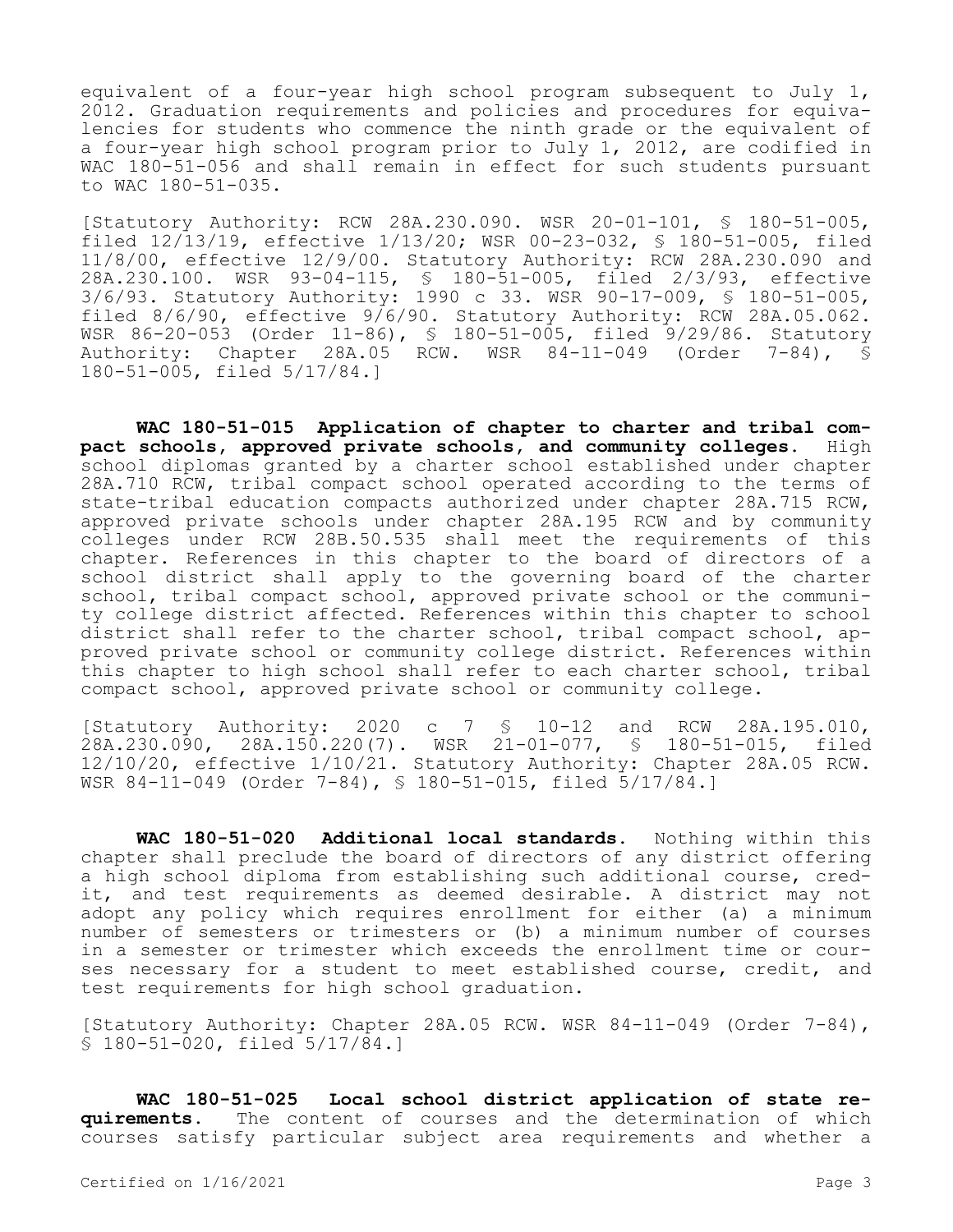equivalent of a four-year high school program subsequent to July 1, 2012. Graduation requirements and policies and procedures for equivalencies for students who commence the ninth grade or the equivalent of a four-year high school program prior to July 1, 2012, are codified in WAC 180-51-056 and shall remain in effect for such students pursuant to WAC 180-51-035.

[Statutory Authority: RCW 28A.230.090. WSR 20-01-101, § 180-51-005, filed 12/13/19, effective 1/13/20; WSR 00-23-032, § 180-51-005, filed 11/8/00, effective 12/9/00. Statutory Authority: RCW 28A.230.090 and 28A.230.100. WSR 93-04-115, § 180-51-005, filed 2/3/93, effective 3/6/93. Statutory Authority: 1990 c 33. WSR 90-17-009, § 180-51-005, filed 8/6/90, effective 9/6/90. Statutory Authority: RCW 28A.05.062. WSR 86-20-053 (Order 11-86), § 180-51-005, filed 9/29/86. Statutory Authority: Chapter 28A.05 RCW. WSR 84-11-049 (Order 7-84), § 180-51-005, filed 5/17/84.]

**WAC 180-51-015 Application of chapter to charter and tribal compact schools, approved private schools, and community colleges.** High school diplomas granted by a charter school established under chapter 28A.710 RCW, tribal compact school operated according to the terms of state-tribal education compacts authorized under chapter 28A.715 RCW, approved private schools under chapter 28A.195 RCW and by community colleges under RCW 28B.50.535 shall meet the requirements of this chapter. References in this chapter to the board of directors of a school district shall apply to the governing board of the charter school, tribal compact school, approved private school or the community college district affected. References within this chapter to school district shall refer to the charter school, tribal compact school, approved private school or community college district. References within this chapter to high school shall refer to each charter school, tribal compact school, approved private school or community college.

[Statutory Authority: 2020 c 7 § 10-12 and RCW 28A.195.010, 28A.230.090, 28A.150.220(7). WSR 21-01-077, § 180-51-015, filed 12/10/20, effective 1/10/21. Statutory Authority: Chapter 28A.05 RCW. WSR 84-11-049 (Order 7-84), § 180-51-015, filed 5/17/84.]

**WAC 180-51-020 Additional local standards.** Nothing within this chapter shall preclude the board of directors of any district offering a high school diploma from establishing such additional course, credit, and test requirements as deemed desirable. A district may not adopt any policy which requires enrollment for either (a) a minimum number of semesters or trimesters or (b) a minimum number of courses in a semester or trimester which exceeds the enrollment time or courses necessary for a student to meet established course, credit, and test requirements for high school graduation.

[Statutory Authority: Chapter 28A.05 RCW. WSR 84-11-049 (Order 7-84), § 180-51-020, filed 5/17/84.]

**WAC 180-51-025 Local school district application of state requirements.** The content of courses and the determination of which courses satisfy particular subject area requirements and whether a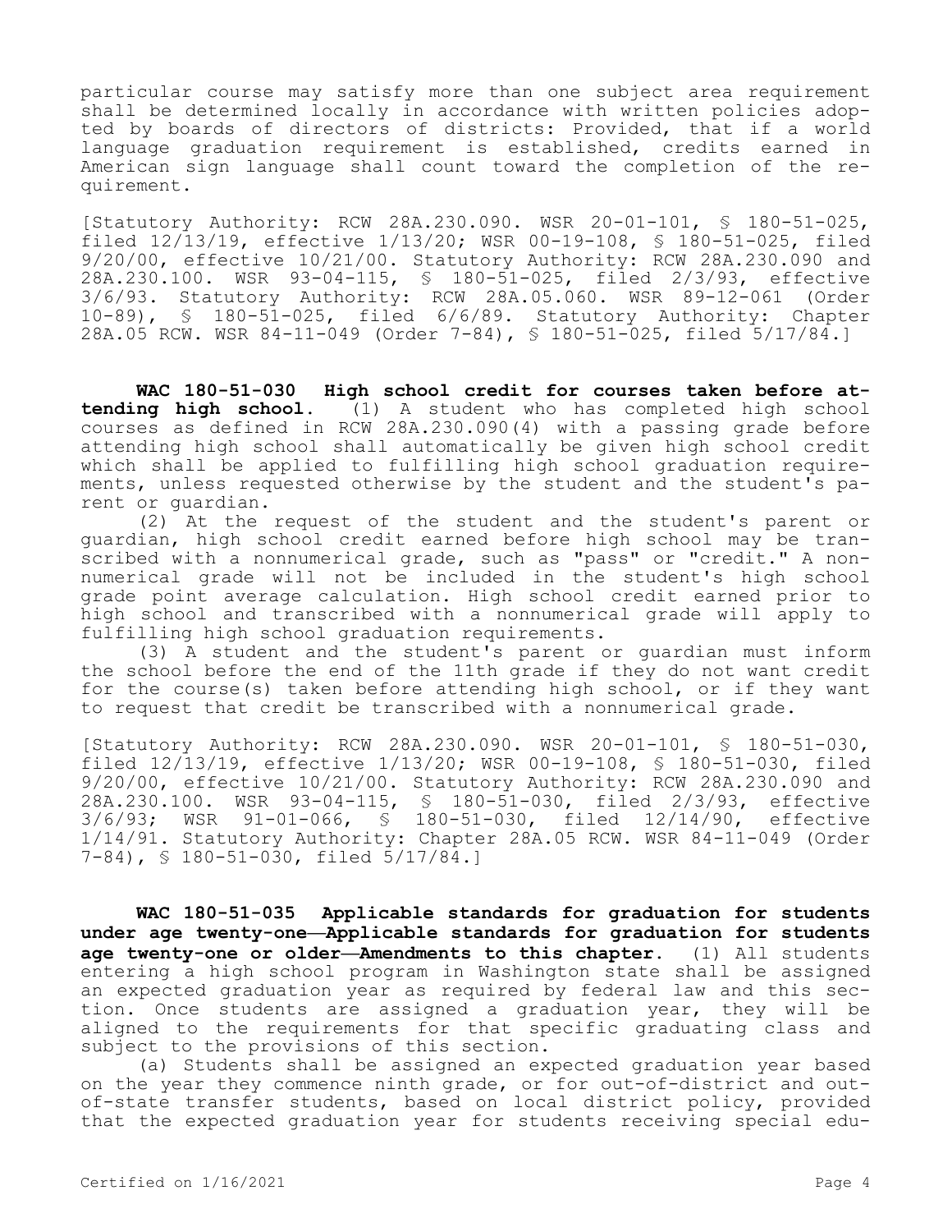particular course may satisfy more than one subject area requirement shall be determined locally in accordance with written policies adopted by boards of directors of districts: Provided, that if a world language graduation requirement is established, credits earned in American sign language shall count toward the completion of the requirement.

[Statutory Authority: RCW 28A.230.090. WSR 20-01-101, § 180-51-025, filed 12/13/19, effective 1/13/20; WSR 00-19-108, § 180-51-025, filed 9/20/00, effective 10/21/00. Statutory Authority: RCW 28A.230.090 and 28A.230.100. WSR 93-04-115, § 180-51-025, filed 2/3/93, effective 3/6/93. Statutory Authority: RCW 28A.05.060. WSR 89-12-061 (Order 10-89), § 180-51-025, filed 6/6/89. Statutory Authority: Chapter 28A.05 RCW. WSR 84-11-049 (Order 7-84), § 180-51-025, filed 5/17/84.]

**WAC 180-51-030 High school credit for courses taken before attending high school.** (1) A student who has completed high school courses as defined in RCW 28A.230.090(4) with a passing grade before attending high school shall automatically be given high school credit which shall be applied to fulfilling high school graduation requirements, unless requested otherwise by the student and the student's parent or guardian.

(2) At the request of the student and the student's parent or guardian, high school credit earned before high school may be transcribed with a nonnumerical grade, such as "pass" or "credit." A nonnumerical grade will not be included in the student's high school grade point average calculation. High school credit earned prior to high school and transcribed with a nonnumerical grade will apply to fulfilling high school graduation requirements.

(3) A student and the student's parent or guardian must inform the school before the end of the 11th grade if they do not want credit for the course(s) taken before attending high school, or if they want to request that credit be transcribed with a nonnumerical grade.

[Statutory Authority: RCW 28A.230.090. WSR 20-01-101, § 180-51-030, filed 12/13/19, effective 1/13/20; WSR 00-19-108, § 180-51-030, filed 9/20/00, effective 10/21/00. Statutory Authority: RCW 28A.230.090 and 28A.230.100. WSR 93-04-115, § 180-51-030, filed 2/3/93, effective 3/6/93; WSR 91-01-066, § 180-51-030, filed 12/14/90, effective 1/14/91. Statutory Authority: Chapter 28A.05 RCW. WSR 84-11-049 (Order 7-84), § 180-51-030, filed 5/17/84.]

**WAC 180-51-035 Applicable standards for graduation for students under age twenty-one—Applicable standards for graduation for students age twenty-one or older—Amendments to this chapter.** (1) All students entering a high school program in Washington state shall be assigned an expected graduation year as required by federal law and this section. Once students are assigned a graduation year, they will be aligned to the requirements for that specific graduating class and subject to the provisions of this section.

(a) Students shall be assigned an expected graduation year based on the year they commence ninth grade, or for out-of-district and out-of-state transfer students, based on local district policy, provided that the expected graduation year for students receiving special edu-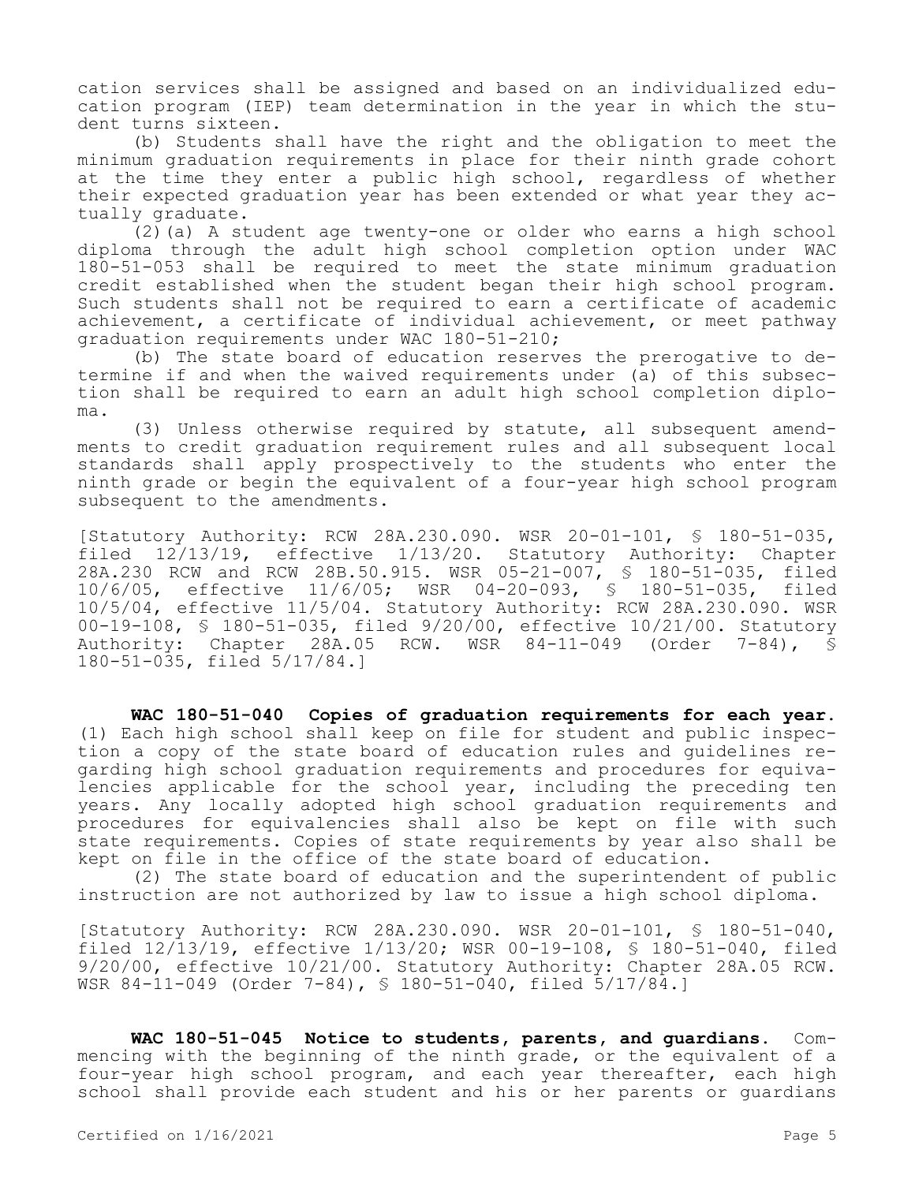cation services shall be assigned and based on an individualized education program (IEP) team determination in the year in which the student turns sixteen.

(b) Students shall have the right and the obligation to meet the minimum graduation requirements in place for their ninth grade cohort at the time they enter a public high school, regardless of whether their expected graduation year has been extended or what year they actually graduate.

(2)(a) A student age twenty-one or older who earns a high school diploma through the adult high school completion option under WAC 180-51-053 shall be required to meet the state minimum graduation credit established when the student began their high school program. Such students shall not be required to earn a certificate of academic achievement, a certificate of individual achievement, or meet pathway graduation requirements under WAC 180-51-210;

(b) The state board of education reserves the prerogative to determine if and when the waived requirements under (a) of this subsection shall be required to earn an adult high school completion diploma.

(3) Unless otherwise required by statute, all subsequent amendments to credit graduation requirement rules and all subsequent local standards shall apply prospectively to the students who enter the ninth grade or begin the equivalent of a four-year high school program subsequent to the amendments.

[Statutory Authority: RCW 28A.230.090. WSR 20-01-101, § 180-51-035, filed 12/13/19, effective 1/13/20. Statutory Authority: Chapter 28A.230 RCW and RCW 28B.50.915. WSR 05-21-007, § 180-51-035, filed 10/6/05, effective 11/6/05; WSR 04-20-093, § 180-51-035, filed 10/5/04, effective 11/5/04. Statutory Authority: RCW 28A.230.090. WSR 00-19-108, § 180-51-035, filed 9/20/00, effective 10/21/00. Statutory Authority: Chapter 28A.05 RCW. WSR 84-11-049 (Order 7-84), § 180-51-035, filed 5/17/84.]

**WAC 180-51-040 Copies of graduation requirements for each year.** (1) Each high school shall keep on file for student and public inspection a copy of the state board of education rules and guidelines regarding high school graduation requirements and procedures for equivalencies applicable for the school year, including the preceding ten years. Any locally adopted high school graduation requirements and procedures for equivalencies shall also be kept on file with such state requirements. Copies of state requirements by year also shall be kept on file in the office of the state board of education.

(2) The state board of education and the superintendent of public instruction are not authorized by law to issue a high school diploma.

[Statutory Authority: RCW 28A.230.090. WSR 20-01-101, § 180-51-040, filed 12/13/19, effective 1/13/20; WSR 00-19-108, § 180-51-040, filed 9/20/00, effective 10/21/00. Statutory Authority: Chapter 28A.05 RCW. WSR 84-11-049 (Order 7-84), § 180-51-040, filed 5/17/84.]

**WAC 180-51-045 Notice to students, parents, and guardians.** Commencing with the beginning of the ninth grade, or the equivalent of a four-year high school program, and each year thereafter, each high school shall provide each student and his or her parents or guardians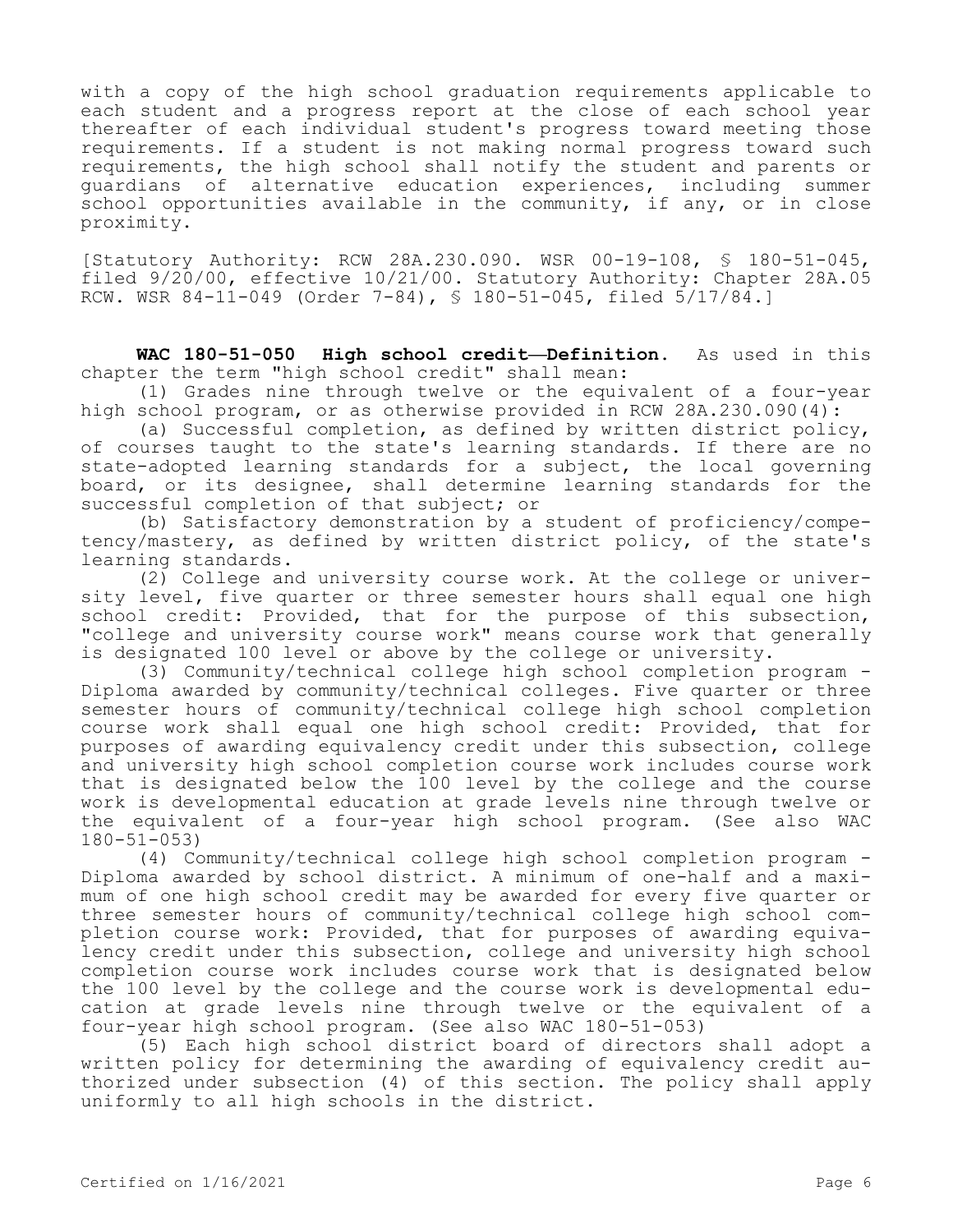with a copy of the high school graduation requirements applicable to each student and a progress report at the close of each school year thereafter of each individual student's progress toward meeting those requirements. If a student is not making normal progress toward such requirements, the high school shall notify the student and parents or guardians of alternative education experiences, including summer school opportunities available in the community, if any, or in close proximity.

[Statutory Authority: RCW 28A.230.090. WSR 00-19-108, § 180-51-045, filed 9/20/00, effective 10/21/00. Statutory Authority: Chapter 28A.05 RCW. WSR 84-11-049 (Order 7-84), § 180-51-045, filed 5/17/84.]

**WAC 180-51-050 High school credit—Definition.** As used in this chapter the term "high school credit" shall mean:

(1) Grades nine through twelve or the equivalent of a four-year high school program, or as otherwise provided in RCW 28A.230.090(4):

(a) Successful completion, as defined by written district policy, of courses taught to the state's learning standards. If there are no state-adopted learning standards for a subject, the local governing board, or its designee, shall determine learning standards for the successful completion of that subject; or

(b) Satisfactory demonstration by a student of proficiency/competency/mastery, as defined by written district policy, of the state's learning standards.

(2) College and university course work. At the college or university level, five quarter or three semester hours shall equal one high school credit: Provided, that for the purpose of this subsection, "college and university course work" means course work that generally is designated 100 level or above by the college or university.

(3) Community/technical college high school completion program - Diploma awarded by community/technical colleges. Five quarter or three semester hours of community/technical college high school completion course work shall equal one high school credit: Provided, that for purposes of awarding equivalency credit under this subsection, college and university high school completion course work includes course work that is designated below the 100 level by the college and the course work is developmental education at grade levels nine through twelve or the equivalent of a four-year high school program. (See also WAC 180-51-053)

(4) Community/technical college high school completion program - Diploma awarded by school district. A minimum of one-half and a maximum of one high school credit may be awarded for every five quarter or three semester hours of community/technical college high school completion course work: Provided, that for purposes of awarding equivalency credit under this subsection, college and university high school completion course work includes course work that is designated below the 100 level by the college and the course work is developmental education at grade levels nine through twelve or the equivalent of a four-year high school program. (See also WAC 180-51-053)

(5) Each high school district board of directors shall adopt a written policy for determining the awarding of equivalency credit authorized under subsection (4) of this section. The policy shall apply uniformly to all high schools in the district.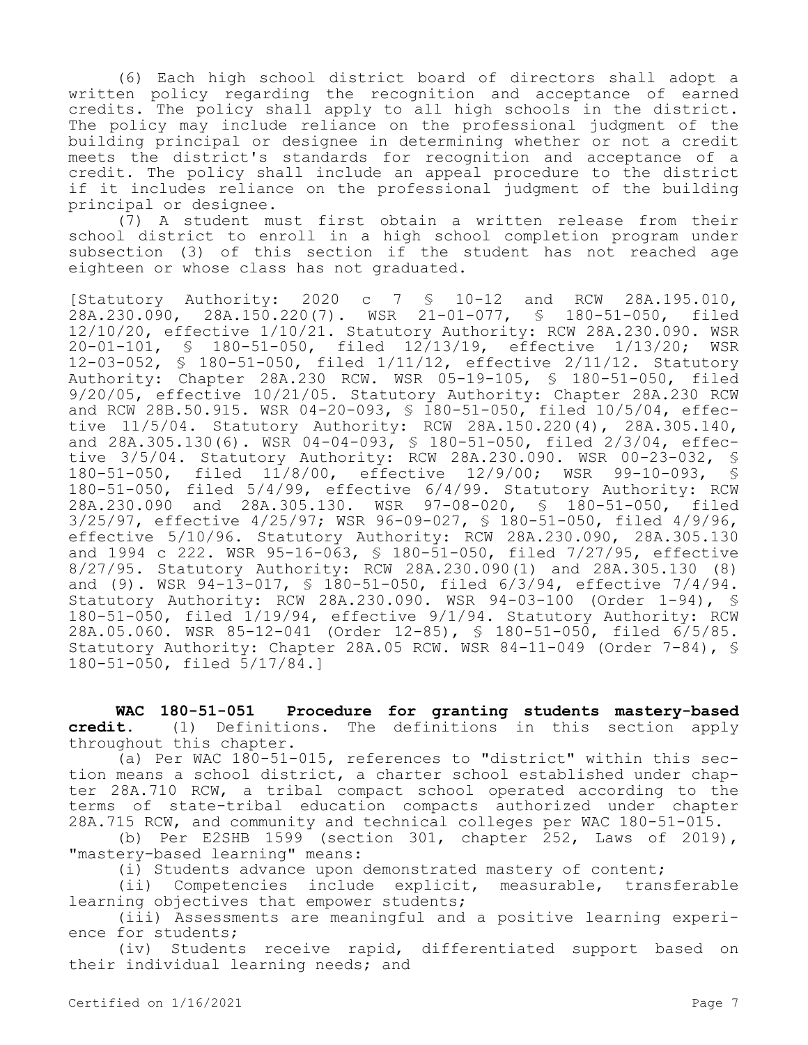(6) Each high school district board of directors shall adopt a written policy regarding the recognition and acceptance of earned credits. The policy shall apply to all high schools in the district. The policy may include reliance on the professional judgment of the building principal or designee in determining whether or not a credit meets the district's standards for recognition and acceptance of a credit. The policy shall include an appeal procedure to the district if it includes reliance on the professional judgment of the building principal or designee.

(7) A student must first obtain a written release from their school district to enroll in a high school completion program under subsection (3) of this section if the student has not reached age eighteen or whose class has not graduated.

[Statutory Authority: 2020 c 7 § 10-12 and RCW 28A.195.010, 28A.230.090, 28A.150.220(7). WSR 21-01-077, § 180-51-050, filed 12/10/20, effective 1/10/21. Statutory Authority: RCW 28A.230.090. WSR 20-01-101, § 180-51-050, filed 12/13/19, effective 1/13/20; WSR 12-03-052, § 180-51-050, filed 1/11/12, effective 2/11/12. Statutory Authority: Chapter 28A.230 RCW. WSR 05-19-105, § 180-51-050, filed 9/20/05, effective 10/21/05. Statutory Authority: Chapter 28A.230 RCW and RCW 28B.50.915. WSR 04-20-093, § 180-51-050, filed 10/5/04, effective 11/5/04. Statutory Authority: RCW 28A.150.220(4), 28A.305.140, and 28A.305.130(6). WSR 04-04-093, § 180-51-050, filed 2/3/04, effective 3/5/04. Statutory Authority: RCW 28A.230.090. WSR 00-23-032, § 180-51-050, filed 11/8/00, effective 12/9/00; WSR 99-10-093, § 180-51-050, filed 5/4/99, effective 6/4/99. Statutory Authority: RCW 28A.230.090 and 28A.305.130. WSR 97-08-020, § 180-51-050, filed 3/25/97, effective 4/25/97; WSR 96-09-027, § 180-51-050, filed 4/9/96, effective 5/10/96. Statutory Authority: RCW 28A.230.090, 28A.305.130 and 1994 c 222. WSR 95-16-063, § 180-51-050, filed 7/27/95, effective 8/27/95. Statutory Authority: RCW 28A.230.090(1) and 28A.305.130 (8) and (9). WSR 94-13-017, § 180-51-050, filed 6/3/94, effective 7/4/94. Statutory Authority: RCW 28A.230.090. WSR 94-03-100 (Order 1-94), § 180-51-050, filed 1/19/94, effective 9/1/94. Statutory Authority: RCW 28A.05.060. WSR 85-12-041 (Order 12-85), § 180-51-050, filed 6/5/85. Statutory Authority: Chapter 28A.05 RCW. WSR 84-11-049 (Order 7-84), § 180-51-050, filed 5/17/84.]

**WAC 180-51-051 Procedure for granting students mastery-based credit.** (1) Definitions. The definitions in this section apply throughout this chapter.

(a) Per WAC 180-51-015, references to "district" within this section means a school district, a charter school established under chapter 28A.710 RCW, a tribal compact school operated according to the terms of state-tribal education compacts authorized under chapter 28A.715 RCW, and community and technical colleges per WAC 180-51-015.

(b) Per E2SHB 1599 (section 301, chapter 252, Laws of 2019), "mastery-based learning" means:

(i) Students advance upon demonstrated mastery of content;

(ii) Competencies include explicit, measurable, transferable learning objectives that empower students;

(iii) Assessments are meaningful and a positive learning experience for students;

(iv) Students receive rapid, differentiated support based on their individual learning needs; and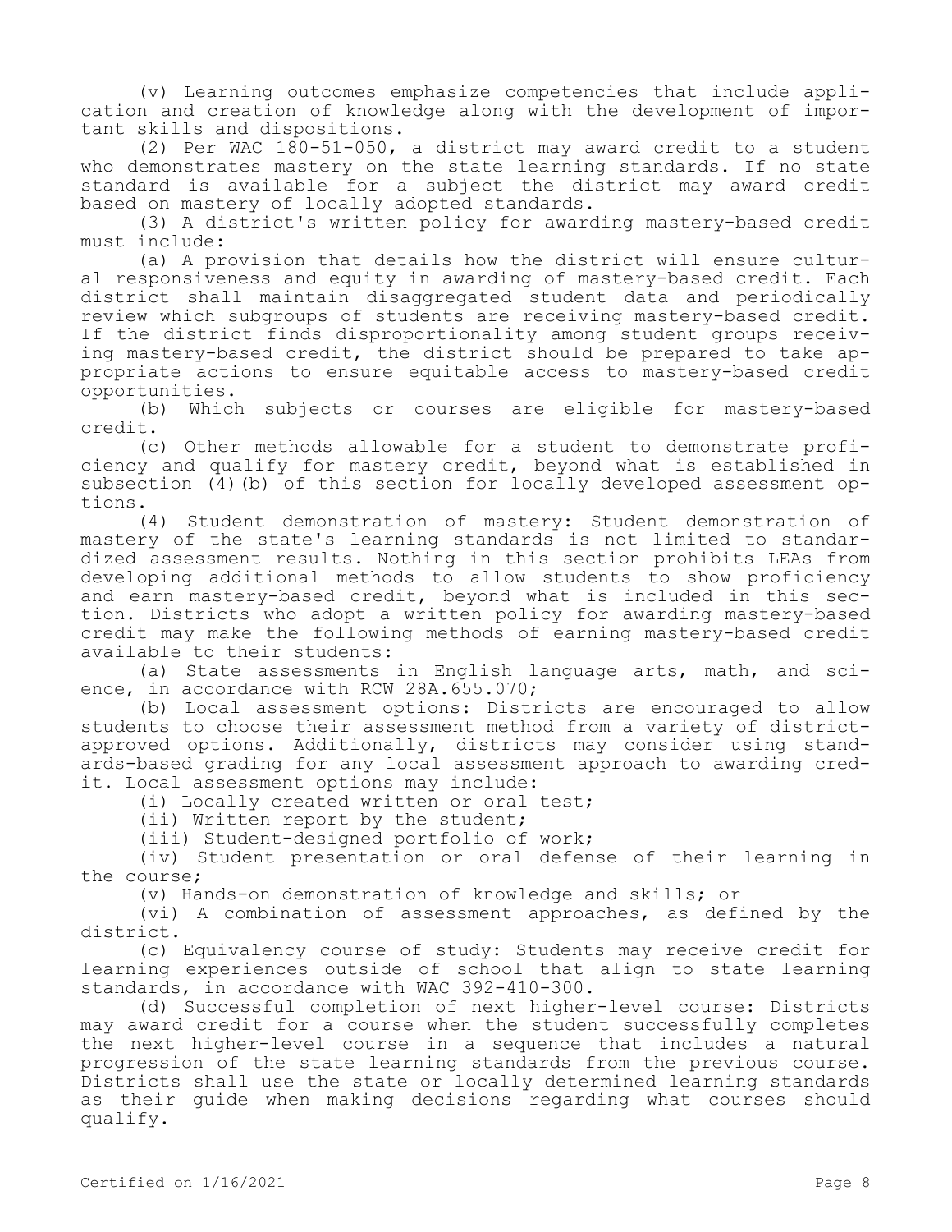(v) Learning outcomes emphasize competencies that include application and creation of knowledge along with the development of important skills and dispositions.

(2) Per WAC 180-51-050, a district may award credit to a student who demonstrates mastery on the state learning standards. If no state standard is available for a subject the district may award credit based on mastery of locally adopted standards.

(3) A district's written policy for awarding mastery-based credit must include:

(a) A provision that details how the district will ensure cultural responsiveness and equity in awarding of mastery-based credit. Each district shall maintain disaggregated student data and periodically review which subgroups of students are receiving mastery-based credit. If the district finds disproportionality among student groups receiving mastery-based credit, the district should be prepared to take appropriate actions to ensure equitable access to mastery-based credit opportunities.

(b) Which subjects or courses are eligible for mastery-based credit.

(c) Other methods allowable for a student to demonstrate proficiency and qualify for mastery credit, beyond what is established in subsection (4)(b) of this section for locally developed assessment options.

(4) Student demonstration of mastery: Student demonstration of mastery of the state's learning standards is not limited to standardized assessment results. Nothing in this section prohibits LEAs from developing additional methods to allow students to show proficiency and earn mastery-based credit, beyond what is included in this section. Districts who adopt a written policy for awarding mastery-based credit may make the following methods of earning mastery-based credit available to their students:

(a) State assessments in English language arts, math, and science, in accordance with RCW 28A.655.070;

(b) Local assessment options: Districts are encouraged to allow students to choose their assessment method from a variety of district-approved options. Additionally, districts may consider using standards-based grading for any local assessment approach to awarding credit. Local assessment options may include:

(i) Locally created written or oral test;

(ii) Written report by the student;

(iii) Student-designed portfolio of work;

(iv) Student presentation or oral defense of their learning in the course;

(v) Hands-on demonstration of knowledge and skills; or

(vi) A combination of assessment approaches, as defined by the district.

(c) Equivalency course of study: Students may receive credit for learning experiences outside of school that align to state learning standards, in accordance with WAC 392-410-300.

(d) Successful completion of next higher-level course: Districts may award credit for a course when the student successfully completes the next higher-level course in a sequence that includes a natural progression of the state learning standards from the previous course. Districts shall use the state or locally determined learning standards as their guide when making decisions regarding what courses should qualify.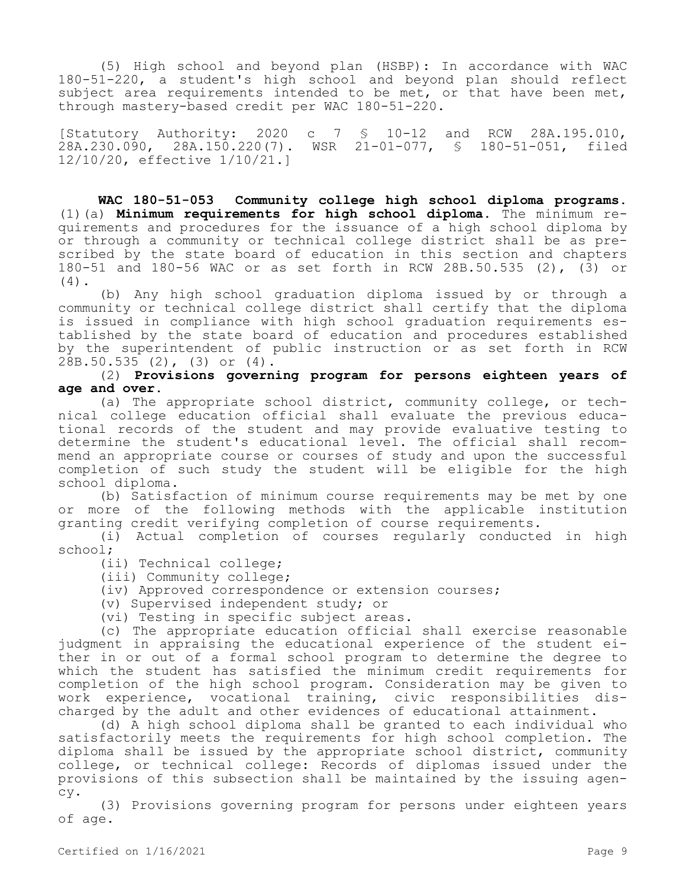(5) High school and beyond plan (HSBP): In accordance with WAC 180-51-220, a student's high school and beyond plan should reflect subject area requirements intended to be met, or that have been met, through mastery-based credit per WAC 180-51-220.

[Statutory Authority: 2020 c 7 § 10-12 and RCW 28A.195.010, 28A.230.090, 28A.150.220(7). WSR 21-01-077, § 180-51-051, filed 12/10/20, effective 1/10/21.]

**WAC 180-51-053 Community college high school diploma programs.** (1)(a) **Minimum requirements for high school diploma.** The minimum requirements and procedures for the issuance of a high school diploma by or through a community or technical college district shall be as prescribed by the state board of education in this section and chapters 180-51 and 180-56 WAC or as set forth in RCW 28B.50.535 (2), (3) or (4).

(b) Any high school graduation diploma issued by or through a community or technical college district shall certify that the diploma is issued in compliance with high school graduation requirements established by the state board of education and procedures established by the superintendent of public instruction or as set forth in RCW 28B.50.535 (2), (3) or (4).

(2) **Provisions governing program for persons eighteen years of age and over.**

(a) The appropriate school district, community college, or technical college education official shall evaluate the previous educational records of the student and may provide evaluative testing to determine the student's educational level. The official shall recommend an appropriate course or courses of study and upon the successful completion of such study the student will be eligible for the high school diploma.

(b) Satisfaction of minimum course requirements may be met by one or more of the following methods with the applicable institution granting credit verifying completion of course requirements.

(i) Actual completion of courses regularly conducted in high school;

(ii) Technical college;

(iii) Community college;

(iv) Approved correspondence or extension courses;

(v) Supervised independent study; or

(vi) Testing in specific subject areas.

(c) The appropriate education official shall exercise reasonable judgment in appraising the educational experience of the student either in or out of a formal school program to determine the degree to which the student has satisfied the minimum credit requirements for completion of the high school program. Consideration may be given to work experience, vocational training, civic responsibilities discharged by the adult and other evidences of educational attainment.

(d) A high school diploma shall be granted to each individual who satisfactorily meets the requirements for high school completion. The diploma shall be issued by the appropriate school district, community college, or technical college: Records of diplomas issued under the provisions of this subsection shall be maintained by the issuing agency.

(3) Provisions governing program for persons under eighteen years of age.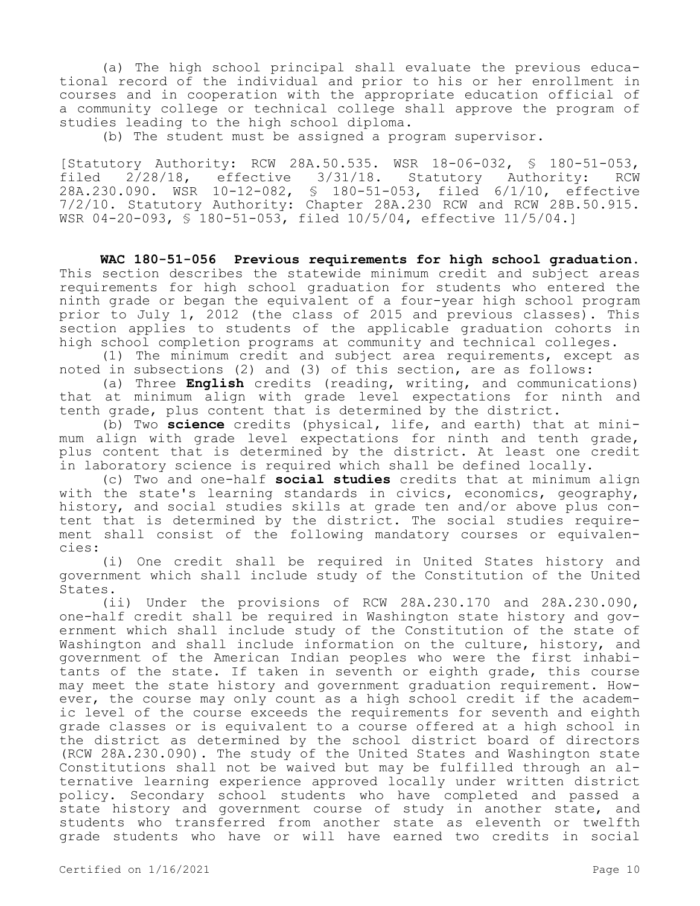(a) The high school principal shall evaluate the previous educational record of the individual and prior to his or her enrollment in courses and in cooperation with the appropriate education official of a community college or technical college shall approve the program of studies leading to the high school diploma.

(b) The student must be assigned a program supervisor.

[Statutory Authority: RCW 28A.50.535. WSR 18-06-032, § 180-51-053, filed 2/28/18, effective 3/31/18. Statutory Authority: RCW 28A.230.090. WSR 10-12-082, § 180-51-053, filed 6/1/10, effective 7/2/10. Statutory Authority: Chapter 28A.230 RCW and RCW 28B.50.915. WSR 04-20-093, § 180-51-053, filed 10/5/04, effective 11/5/04.]

**WAC 180-51-056 Previous requirements for high school graduation.** This section describes the statewide minimum credit and subject areas requirements for high school graduation for students who entered the ninth grade or began the equivalent of a four-year high school program prior to July 1, 2012 (the class of 2015 and previous classes). This section applies to students of the applicable graduation cohorts in high school completion programs at community and technical colleges.

(1) The minimum credit and subject area requirements, except as noted in subsections (2) and (3) of this section, are as follows:

(a) Three **English** credits (reading, writing, and communications) that at minimum align with grade level expectations for ninth and tenth grade, plus content that is determined by the district.

(b) Two **science** credits (physical, life, and earth) that at minimum align with grade level expectations for ninth and tenth grade, plus content that is determined by the district. At least one credit in laboratory science is required which shall be defined locally.

(c) Two and one-half **social studies** credits that at minimum align with the state's learning standards in civics, economics, geography, history, and social studies skills at grade ten and/or above plus content that is determined by the district. The social studies requirement shall consist of the following mandatory courses or equivalencies:

(i) One credit shall be required in United States history and government which shall include study of the Constitution of the United States.

(ii) Under the provisions of RCW 28A.230.170 and 28A.230.090, one-half credit shall be required in Washington state history and government which shall include study of the Constitution of the state of Washington and shall include information on the culture, history, and government of the American Indian peoples who were the first inhabitants of the state. If taken in seventh or eighth grade, this course may meet the state history and government graduation requirement. However, the course may only count as a high school credit if the academic level of the course exceeds the requirements for seventh and eighth grade classes or is equivalent to a course offered at a high school in the district as determined by the school district board of directors (RCW 28A.230.090). The study of the United States and Washington state Constitutions shall not be waived but may be fulfilled through an alternative learning experience approved locally under written district policy. Secondary school students who have completed and passed a state history and government course of study in another state, and students who transferred from another state as eleventh or twelfth grade students who have or will have earned two credits in social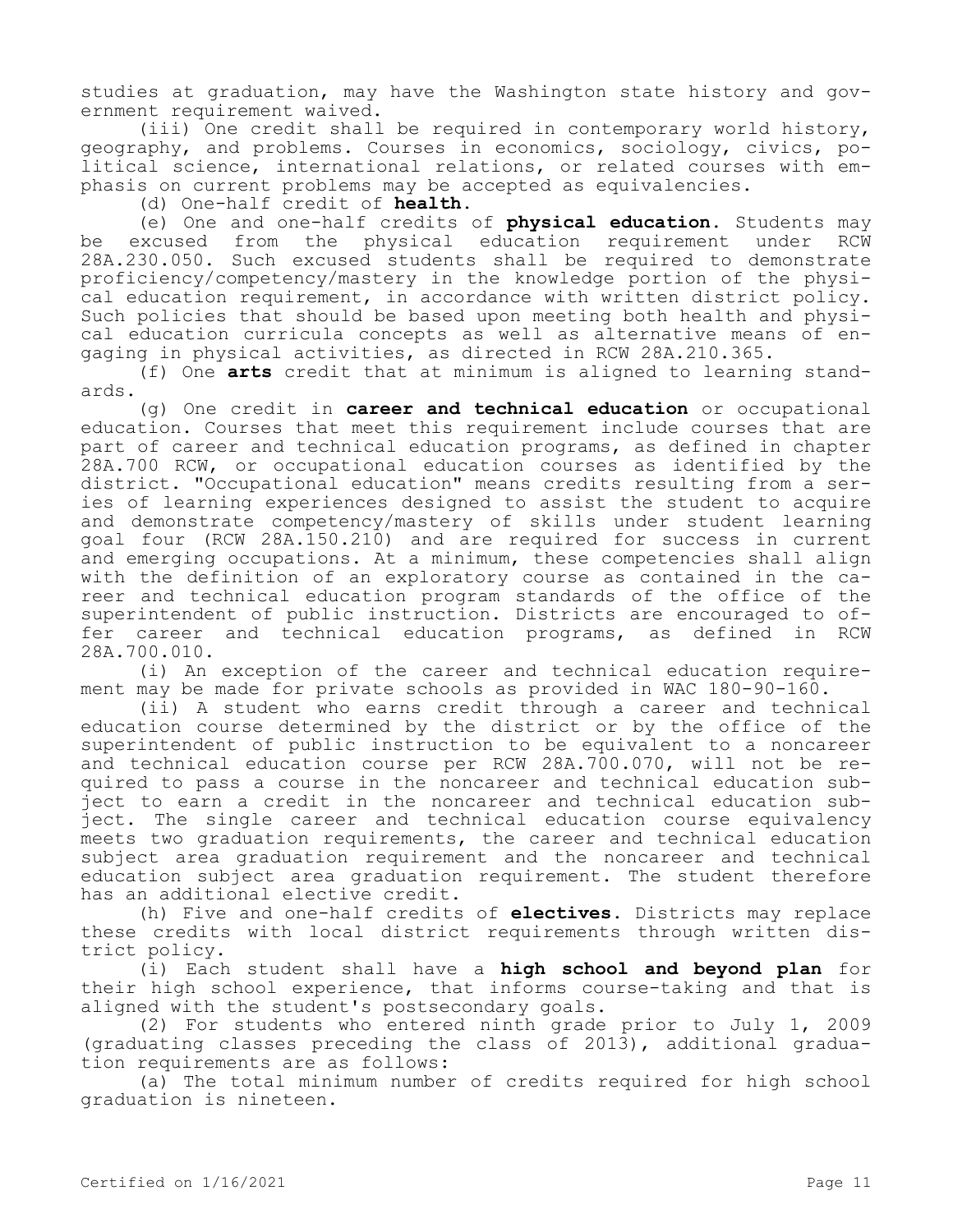studies at graduation, may have the Washington state history and government requirement waived.

(iii) One credit shall be required in contemporary world history, geography, and problems. Courses in economics, sociology, civics, political science, international relations, or related courses with emphasis on current problems may be accepted as equivalencies.

(d) One-half credit of **health**.

(e) One and one-half credits of **physical education**. Students may be excused from the physical education requirement under RCW 28A.230.050. Such excused students shall be required to demonstrate proficiency/competency/mastery in the knowledge portion of the physical education requirement, in accordance with written district policy. Such policies that should be based upon meeting both health and physical education curricula concepts as well as alternative means of engaging in physical activities, as directed in RCW 28A.210.365.

(f) One **arts** credit that at minimum is aligned to learning standards.

(g) One credit in **career and technical education** or occupational education. Courses that meet this requirement include courses that are part of career and technical education programs, as defined in chapter 28A.700 RCW, or occupational education courses as identified by the district. "Occupational education" means credits resulting from a series of learning experiences designed to assist the student to acquire and demonstrate competency/mastery of skills under student learning goal four (RCW 28A.150.210) and are required for success in current and emerging occupations. At a minimum, these competencies shall align with the definition of an exploratory course as contained in the career and technical education program standards of the office of the superintendent of public instruction. Districts are encouraged to offer career and technical education programs, as defined in RCW 28A.700.010.

(i) An exception of the career and technical education requirement may be made for private schools as provided in WAC 180-90-160.

(ii) A student who earns credit through a career and technical education course determined by the district or by the office of the superintendent of public instruction to be equivalent to a noncareer and technical education course per RCW 28A.700.070, will not be required to pass a course in the noncareer and technical education subject to earn a credit in the noncareer and technical education subject. The single career and technical education course equivalency meets two graduation requirements, the career and technical education subject area graduation requirement and the noncareer and technical education subject area graduation requirement. The student therefore has an additional elective credit.

(h) Five and one-half credits of **electives**. Districts may replace these credits with local district requirements through written district policy.

(i) Each student shall have a **high school and beyond plan** for their high school experience, that informs course-taking and that is aligned with the student's postsecondary goals.

(2) For students who entered ninth grade prior to July 1, 2009 (graduating classes preceding the class of 2013), additional graduation requirements are as follows:

(a) The total minimum number of credits required for high school graduation is nineteen.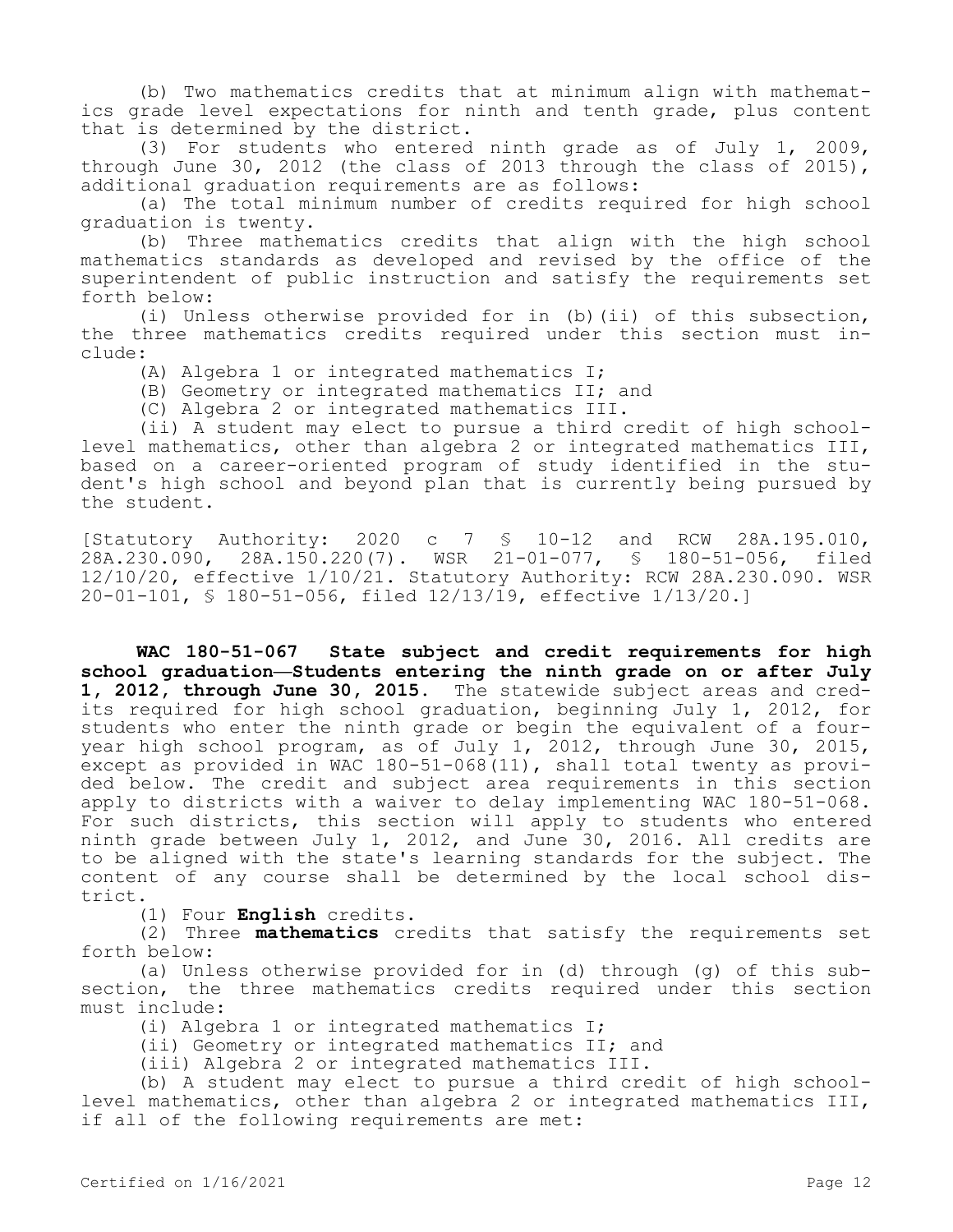(b) Two mathematics credits that at minimum align with mathematics grade level expectations for ninth and tenth grade, plus content that is determined by the district.

(3) For students who entered ninth grade as of July 1, 2009, through June 30, 2012 (the class of 2013 through the class of 2015), additional graduation requirements are as follows:

(a) The total minimum number of credits required for high school graduation is twenty.

(b) Three mathematics credits that align with the high school mathematics standards as developed and revised by the office of the superintendent of public instruction and satisfy the requirements set forth below:

(i) Unless otherwise provided for in (b)(ii) of this subsection, the three mathematics credits required under this section must include:

(A) Algebra 1 or integrated mathematics I;

(B) Geometry or integrated mathematics II; and

(C) Algebra 2 or integrated mathematics III.

(ii) A student may elect to pursue a third credit of high school-level mathematics, other than algebra 2 or integrated mathematics III, based on a career-oriented program of study identified in the student's high school and beyond plan that is currently being pursued by the student.

[Statutory Authority: 2020 c 7 § 10-12 and RCW 28A.195.010, 28A.230.090, 28A.150.220(7). WSR 21-01-077, § 180-51-056, filed 12/10/20, effective 1/10/21. Statutory Authority: RCW 28A.230.090. WSR 20-01-101, § 180-51-056, filed 12/13/19, effective 1/13/20.]

**WAC 180-51-067 State subject and credit requirements for high school graduation—Students entering the ninth grade on or after July 1, 2012, through June 30, 2015.** The statewide subject areas and credits required for high school graduation, beginning July 1, 2012, for students who enter the ninth grade or begin the equivalent of a four-year high school program, as of July 1, 2012, through June 30, 2015, except as provided in WAC 180-51-068(11), shall total twenty as provided below. The credit and subject area requirements in this section apply to districts with a waiver to delay implementing WAC 180-51-068. For such districts, this section will apply to students who entered ninth grade between July 1, 2012, and June 30, 2016. All credits are to be aligned with the state's learning standards for the subject. The content of any course shall be determined by the local school district.

(1) Four **English** credits.

(2) Three **mathematics** credits that satisfy the requirements set forth below:

(a) Unless otherwise provided for in (d) through (g) of this subsection, the three mathematics credits required under this section must include:

(i) Algebra 1 or integrated mathematics I;

(ii) Geometry or integrated mathematics II; and

(iii) Algebra 2 or integrated mathematics III.

(b) A student may elect to pursue a third credit of high school-level mathematics, other than algebra 2 or integrated mathematics III, if all of the following requirements are met: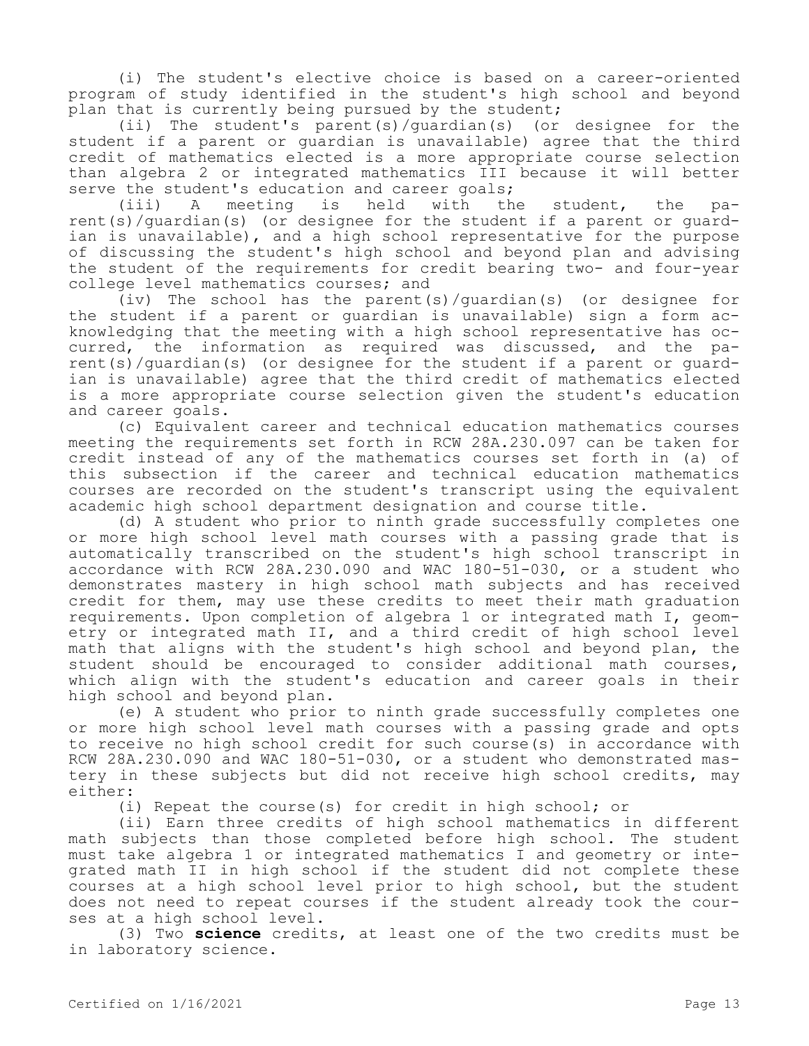(i) The student's elective choice is based on a career-oriented program of study identified in the student's high school and beyond plan that is currently being pursued by the student;

(ii) The student's parent(s)/guardian(s) (or designee for the student if a parent or guardian is unavailable) agree that the third credit of mathematics elected is a more appropriate course selection than algebra 2 or integrated mathematics III because it will better serve the student's education and career goals;

(iii) A meeting is held with the student, the parent(s)/guardian(s) (or designee for the student if a parent or guardian is unavailable), and a high school representative for the purpose of discussing the student's high school and beyond plan and advising the student of the requirements for credit bearing two- and four-year college level mathematics courses; and

(iv) The school has the parent(s)/guardian(s) (or designee for the student if a parent or guardian is unavailable) sign a form acknowledging that the meeting with a high school representative has occurred, the information as required was discussed, and the parent(s)/guardian(s) (or designee for the student if a parent or guardian is unavailable) agree that the third credit of mathematics elected is a more appropriate course selection given the student's education and career goals.

(c) Equivalent career and technical education mathematics courses meeting the requirements set forth in RCW 28A.230.097 can be taken for credit instead of any of the mathematics courses set forth in (a) of this subsection if the career and technical education mathematics courses are recorded on the student's transcript using the equivalent academic high school department designation and course title.

(d) A student who prior to ninth grade successfully completes one or more high school level math courses with a passing grade that is automatically transcribed on the student's high school transcript in accordance with RCW 28A.230.090 and WAC 180-51-030, or a student who demonstrates mastery in high school math subjects and has received credit for them, may use these credits to meet their math graduation requirements. Upon completion of algebra 1 or integrated math I, geometry or integrated math II, and a third credit of high school level math that aligns with the student's high school and beyond plan, the student should be encouraged to consider additional math courses, which align with the student's education and career goals in their high school and beyond plan.

(e) A student who prior to ninth grade successfully completes one or more high school level math courses with a passing grade and opts to receive no high school credit for such course(s) in accordance with RCW 28A.230.090 and WAC 180-51-030, or a student who demonstrated mastery in these subjects but did not receive high school credits, may either:

(i) Repeat the course(s) for credit in high school; or

(ii) Earn three credits of high school mathematics in different math subjects than those completed before high school. The student must take algebra 1 or integrated mathematics I and geometry or integrated math II in high school if the student did not complete these courses at a high school level prior to high school, but the student does not need to repeat courses if the student already took the courses at a high school level.

(3) Two **science** credits, at least one of the two credits must be in laboratory science.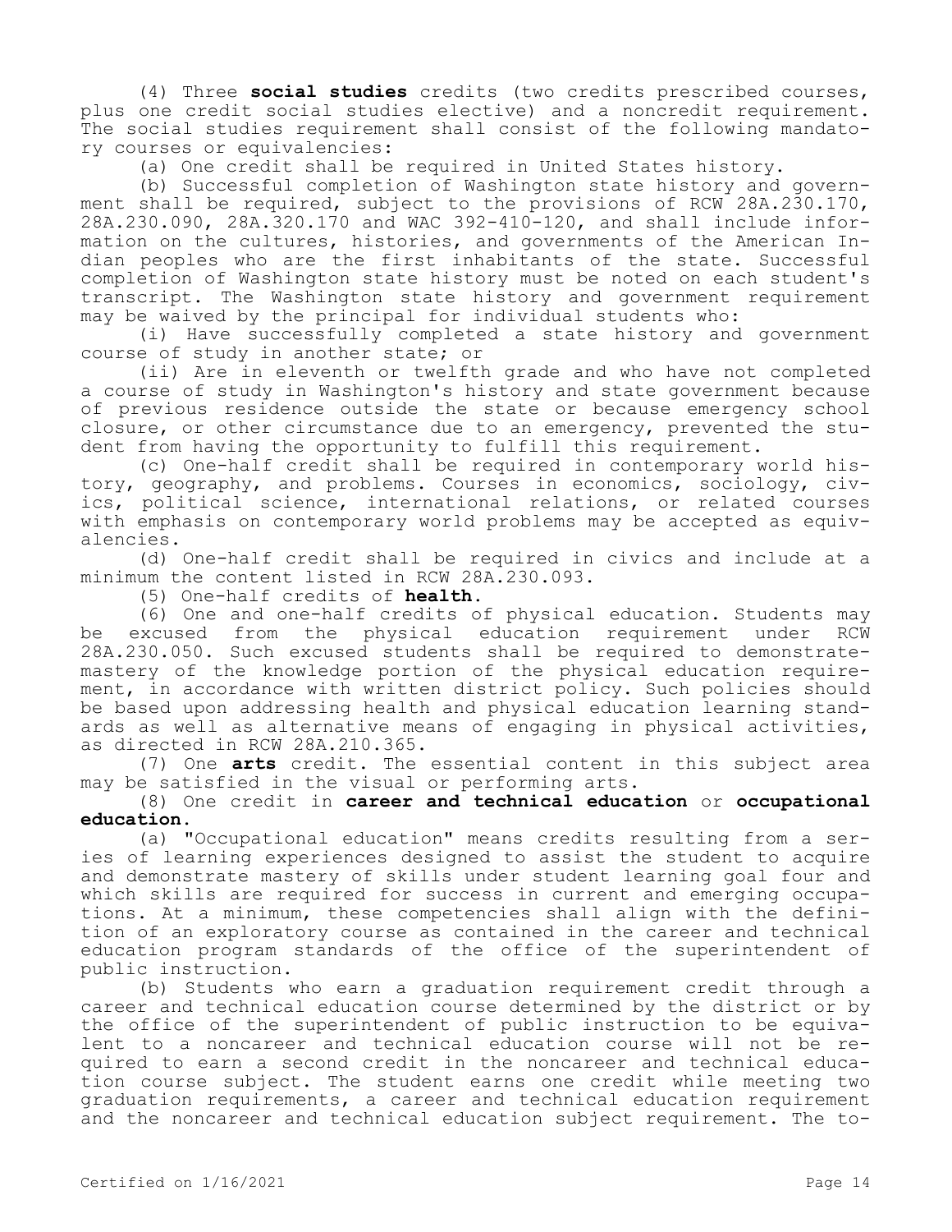(4) Three **social studies** credits (two credits prescribed courses, plus one credit social studies elective) and a noncredit requirement. The social studies requirement shall consist of the following mandatory courses or equivalencies:

(a) One credit shall be required in United States history.

(b) Successful completion of Washington state history and government shall be required, subject to the provisions of RCW 28A.230.170, 28A.230.090, 28A.320.170 and WAC 392-410-120, and shall include information on the cultures, histories, and governments of the American Indian peoples who are the first inhabitants of the state. Successful completion of Washington state history must be noted on each student's transcript. The Washington state history and government requirement may be waived by the principal for individual students who:

(i) Have successfully completed a state history and government course of study in another state; or

(ii) Are in eleventh or twelfth grade and who have not completed a course of study in Washington's history and state government because of previous residence outside the state or because emergency school closure, or other circumstance due to an emergency, prevented the student from having the opportunity to fulfill this requirement.

(c) One-half credit shall be required in contemporary world history, geography, and problems. Courses in economics, sociology, civics, political science, international relations, or related courses with emphasis on contemporary world problems may be accepted as equivalencies.

(d) One-half credit shall be required in civics and include at a minimum the content listed in RCW 28A.230.093.

(5) One-half credits of **health**.

(6) One and one-half credits of physical education. Students may be excused from the physical education requirement under RCW 28A.230.050. Such excused students shall be required to demonstrate mastery of the knowledge portion of the physical education requirement, in accordance with written district policy. Such policies should be based upon addressing health and physical education learning standards as well as alternative means of engaging in physical activities, as directed in RCW 28A.210.365.

(7) One **arts** credit. The essential content in this subject area may be satisfied in the visual or performing arts.

(8) One credit in **career and technical education** or **occupational education**.

(a) "Occupational education" means credits resulting from a series of learning experiences designed to assist the student to acquire and demonstrate mastery of skills under student learning goal four and which skills are required for success in current and emerging occupations. At a minimum, these competencies shall align with the definition of an exploratory course as contained in the career and technical education program standards of the office of the superintendent of public instruction.

(b) Students who earn a graduation requirement credit through a career and technical education course determined by the district or by the office of the superintendent of public instruction to be equivalent to a noncareer and technical education course will not be required to earn a second credit in the noncareer and technical education course subject. The student earns one credit while meeting two graduation requirements, a career and technical education requirement and the noncareer and technical education subject requirement. The to-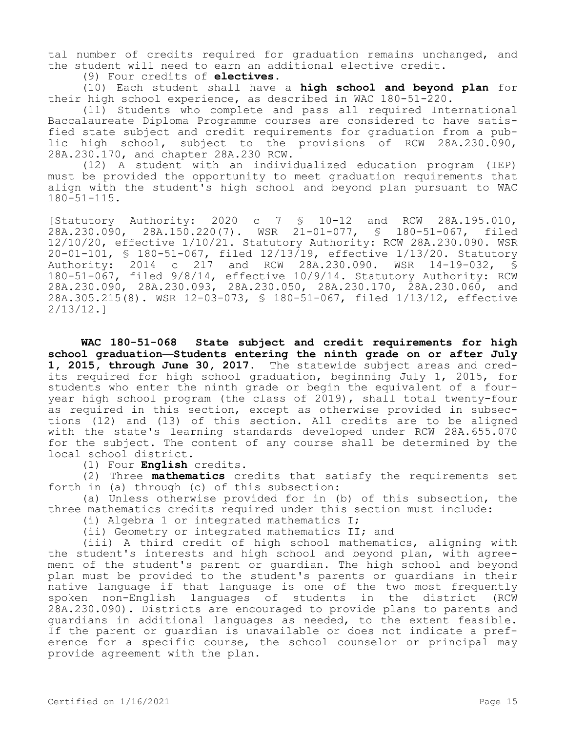tal number of credits required for graduation remains unchanged, and the student will need to earn an additional elective credit.

(9) Four credits of **electives**.

(10) Each student shall have a **high school and beyond plan** for their high school experience, as described in WAC 180-51-220.

(11) Students who complete and pass all required International Baccalaureate Diploma Programme courses are considered to have satisfied state subject and credit requirements for graduation from a public high school, subject to the provisions of RCW 28A.230.090, 28A.230.170, and chapter 28A.230 RCW.

(12) A student with an individualized education program (IEP) must be provided the opportunity to meet graduation requirements that align with the student's high school and beyond plan pursuant to WAC 180-51-115.

[Statutory Authority: 2020 c 7 § 10-12 and RCW 28A.195.010, 28A.230.090, 28A.150.220(7). WSR 21-01-077, § 180-51-067, filed 12/10/20, effective 1/10/21. Statutory Authority: RCW 28A.230.090. WSR 20-01-101, § 180-51-067, filed 12/13/19, effective 1/13/20. Statutory Authority: 2014 c 217 and RCW 28A.230.090. WSR 14-19-032, § 180-51-067, filed 9/8/14, effective 10/9/14. Statutory Authority: RCW 28A.230.090, 28A.230.093, 28A.230.050, 28A.230.170, 28A.230.060, and 28A.305.215(8). WSR 12-03-073, § 180-51-067, filed 1/13/12, effective 2/13/12.]

**WAC 180-51-068 State subject and credit requirements for high school graduation—Students entering the ninth grade on or after July 1, 2015, through June 30, 2017.** The statewide subject areas and credits required for high school graduation, beginning July 1, 2015, for students who enter the ninth grade or begin the equivalent of a four-year high school program (the class of 2019), shall total twenty-four as required in this section, except as otherwise provided in subsections (12) and (13) of this section. All credits are to be aligned with the state's learning standards developed under RCW 28A.655.070 for the subject. The content of any course shall be determined by the local school district.

(1) Four **English** credits.

(2) Three **mathematics** credits that satisfy the requirements set forth in (a) through (c) of this subsection:

(a) Unless otherwise provided for in (b) of this subsection, the three mathematics credits required under this section must include:

(i) Algebra 1 or integrated mathematics I;

(ii) Geometry or integrated mathematics II; and

(iii) A third credit of high school mathematics, aligning with the student's interests and high school and beyond plan, with agreement of the student's parent or guardian. The high school and beyond plan must be provided to the student's parents or guardians in their native language if that language is one of the two most frequently spoken non-English languages of students in the district (RCW 28A.230.090). Districts are encouraged to provide plans to parents and guardians in additional languages as needed, to the extent feasible. If the parent or guardian is unavailable or does not indicate a preference for a specific course, the school counselor or principal may provide agreement with the plan.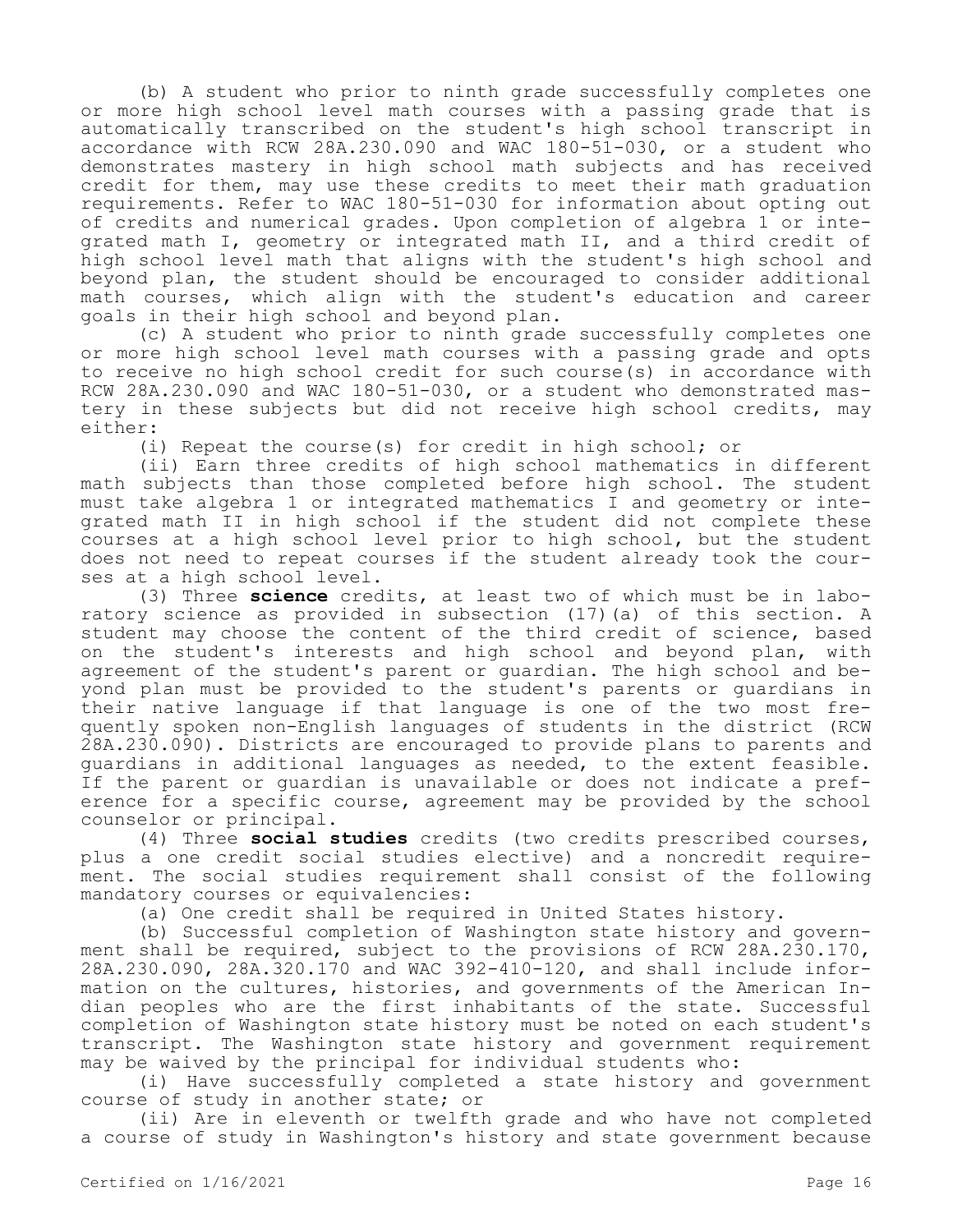(b) A student who prior to ninth grade successfully completes one or more high school level math courses with a passing grade that is automatically transcribed on the student's high school transcript in accordance with RCW 28A.230.090 and WAC 180-51-030, or a student who demonstrates mastery in high school math subjects and has received credit for them, may use these credits to meet their math graduation requirements. Refer to WAC 180-51-030 for information about opting out of credits and numerical grades. Upon completion of algebra 1 or integrated math I, geometry or integrated math II, and a third credit of high school level math that aligns with the student's high school and beyond plan, the student should be encouraged to consider additional math courses, which align with the student's education and career goals in their high school and beyond plan.

(c) A student who prior to ninth grade successfully completes one or more high school level math courses with a passing grade and opts to receive no high school credit for such course(s) in accordance with RCW 28A.230.090 and WAC 180-51-030, or a student who demonstrated mastery in these subjects but did not receive high school credits, may either:

(i) Repeat the course(s) for credit in high school; or

(ii) Earn three credits of high school mathematics in different math subjects than those completed before high school. The student must take algebra 1 or integrated mathematics I and geometry or integrated math II in high school if the student did not complete these courses at a high school level prior to high school, but the student does not need to repeat courses if the student already took the courses at a high school level.

(3) Three **science** credits, at least two of which must be in laboratory science as provided in subsection (17)(a) of this section. A student may choose the content of the third credit of science, based on the student's interests and high school and beyond plan, with agreement of the student's parent or guardian. The high school and beyond plan must be provided to the student's parents or guardians in their native language if that language is one of the two most frequently spoken non-English languages of students in the district (RCW 28A.230.090). Districts are encouraged to provide plans to parents and guardians in additional languages as needed, to the extent feasible. If the parent or guardian is unavailable or does not indicate a preference for a specific course, agreement may be provided by the school counselor or principal.

(4) Three **social studies** credits (two credits prescribed courses, plus a one credit social studies elective) and a noncredit requirement. The social studies requirement shall consist of the following mandatory courses or equivalencies:

(a) One credit shall be required in United States history.

(b) Successful completion of Washington state history and government shall be required, subject to the provisions of RCW 28A.230.170, 28A.230.090, 28A.320.170 and WAC 392-410-120, and shall include information on the cultures, histories, and governments of the American Indian peoples who are the first inhabitants of the state. Successful completion of Washington state history must be noted on each student's transcript. The Washington state history and government requirement may be waived by the principal for individual students who:

(i) Have successfully completed a state history and government course of study in another state; or

(ii) Are in eleventh or twelfth grade and who have not completed a course of study in Washington's history and state government because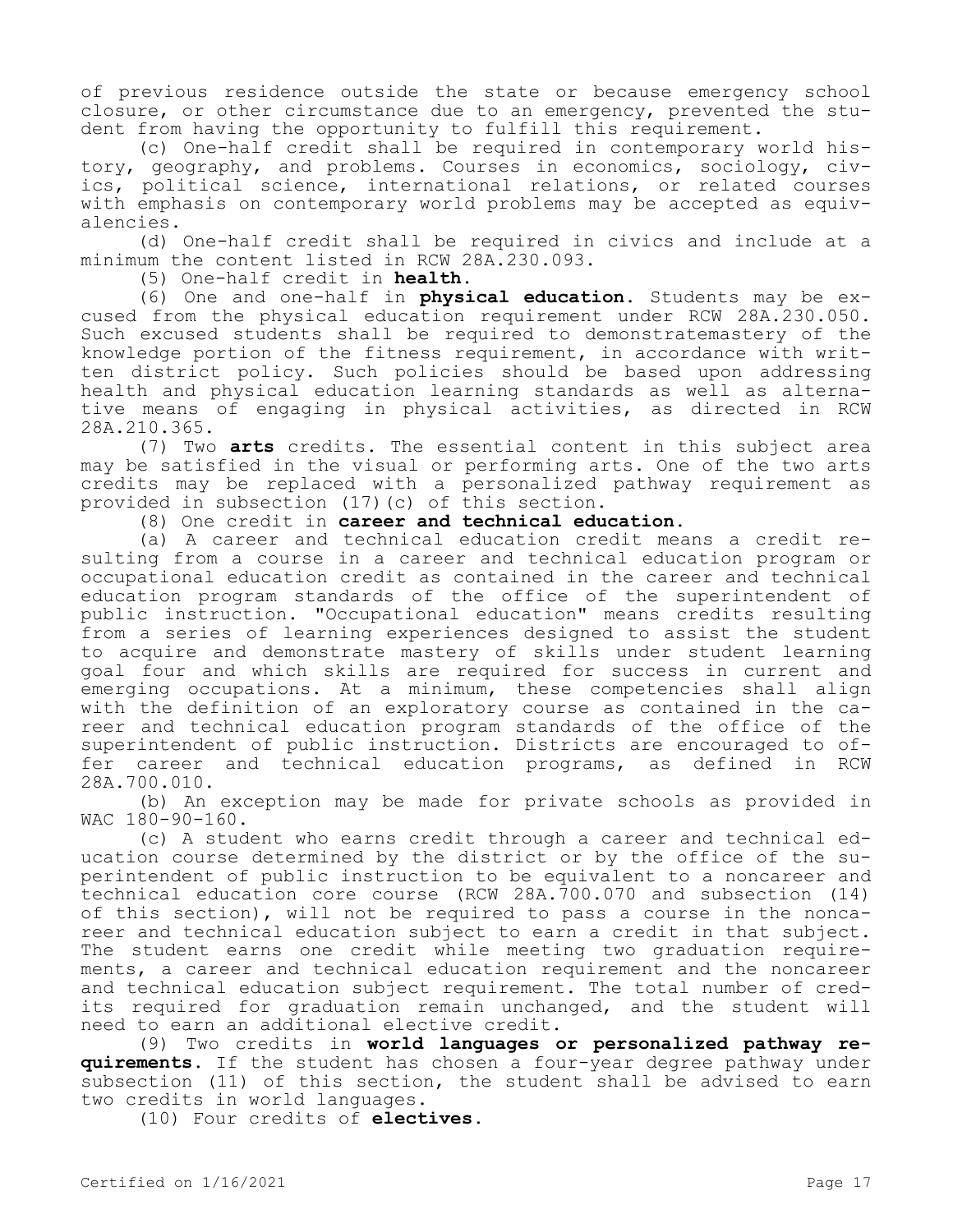of previous residence outside the state or because emergency school closure, or other circumstance due to an emergency, prevented the student from having the opportunity to fulfill this requirement.

(c) One-half credit shall be required in contemporary world history, geography, and problems. Courses in economics, sociology, civics, political science, international relations, or related courses with emphasis on contemporary world problems may be accepted as equivalencies.

(d) One-half credit shall be required in civics and include at a minimum the content listed in RCW 28A.230.093.

(5) One-half credit in **health**.

(6) One and one-half in **physical education**. Students may be excused from the physical education requirement under RCW 28A.230.050. Such excused students shall be required to demonstratemastery of the knowledge portion of the fitness requirement, in accordance with written district policy. Such policies should be based upon addressing health and physical education learning standards as well as alternative means of engaging in physical activities, as directed in RCW 28A.210.365.

(7) Two **arts** credits. The essential content in this subject area may be satisfied in the visual or performing arts. One of the two arts credits may be replaced with a personalized pathway requirement as provided in subsection (17)(c) of this section.

(8) One credit in **career and technical education**.

(a) A career and technical education credit means a credit resulting from a course in a career and technical education program or occupational education credit as contained in the career and technical education program standards of the office of the superintendent of public instruction. "Occupational education" means credits resulting from a series of learning experiences designed to assist the student to acquire and demonstrate mastery of skills under student learning goal four and which skills are required for success in current and emerging occupations. At a minimum, these competencies shall align with the definition of an exploratory course as contained in the career and technical education program standards of the office of the superintendent of public instruction. Districts are encouraged to offer career and technical education programs, as defined in RCW 28A.700.010.

(b) An exception may be made for private schools as provided in WAC 180-90-160.

(c) A student who earns credit through a career and technical education course determined by the district or by the office of the superintendent of public instruction to be equivalent to a noncareer and technical education core course (RCW 28A.700.070 and subsection (14) of this section), will not be required to pass a course in the noncareer and technical education subject to earn a credit in that subject. The student earns one credit while meeting two graduation requirements, a career and technical education requirement and the noncareer and technical education subject requirement. The total number of credits required for graduation remain unchanged, and the student will need to earn an additional elective credit.

(9) Two credits in **world languages or personalized pathway requirements**. If the student has chosen a four-year degree pathway under subsection (11) of this section, the student shall be advised to earn two credits in world languages.

(10) Four credits of **electives**.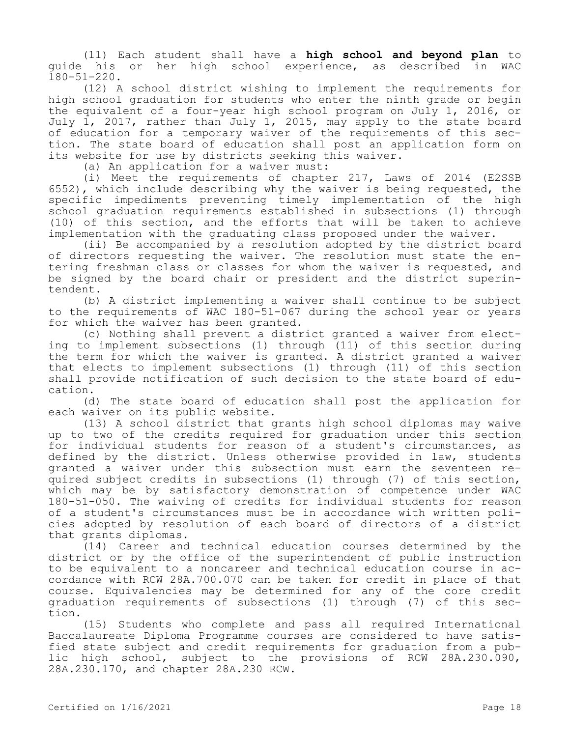(11) Each student shall have a **high school and beyond plan** to guide his or her high school experience, as described in WAC 180-51-220.

(12) A school district wishing to implement the requirements for high school graduation for students who enter the ninth grade or begin the equivalent of a four-year high school program on July 1, 2016, or July 1, 2017, rather than July 1, 2015, may apply to the state board of education for a temporary waiver of the requirements of this section. The state board of education shall post an application form on its website for use by districts seeking this waiver.

(a) An application for a waiver must:

(i) Meet the requirements of chapter 217, Laws of 2014 (E2SSB 6552), which include describing why the waiver is being requested, the specific impediments preventing timely implementation of the high school graduation requirements established in subsections (1) through (10) of this section, and the efforts that will be taken to achieve implementation with the graduating class proposed under the waiver.

(ii) Be accompanied by a resolution adopted by the district board of directors requesting the waiver. The resolution must state the entering freshman class or classes for whom the waiver is requested, and be signed by the board chair or president and the district superintendent.

(b) A district implementing a waiver shall continue to be subject to the requirements of WAC 180-51-067 during the school year or years for which the waiver has been granted.

(c) Nothing shall prevent a district granted a waiver from electing to implement subsections (1) through (11) of this section during the term for which the waiver is granted. A district granted a waiver that elects to implement subsections (1) through (11) of this section shall provide notification of such decision to the state board of education.

(d) The state board of education shall post the application for each waiver on its public website.

(13) A school district that grants high school diplomas may waive up to two of the credits required for graduation under this section for individual students for reason of a student's circumstances, as defined by the district. Unless otherwise provided in law, students granted a waiver under this subsection must earn the seventeen required subject credits in subsections (1) through (7) of this section, which may be by satisfactory demonstration of competence under WAC 180-51-050. The waiving of credits for individual students for reason of a student's circumstances must be in accordance with written policies adopted by resolution of each board of directors of a district that grants diplomas.

(14) Career and technical education courses determined by the district or by the office of the superintendent of public instruction to be equivalent to a noncareer and technical education course in accordance with RCW 28A.700.070 can be taken for credit in place of that course. Equivalencies may be determined for any of the core credit graduation requirements of subsections (1) through (7) of this section.

(15) Students who complete and pass all required International Baccalaureate Diploma Programme courses are considered to have satisfied state subject and credit requirements for graduation from a public high school, subject to the provisions of RCW 28A.230.090, 28A.230.170, and chapter 28A.230 RCW.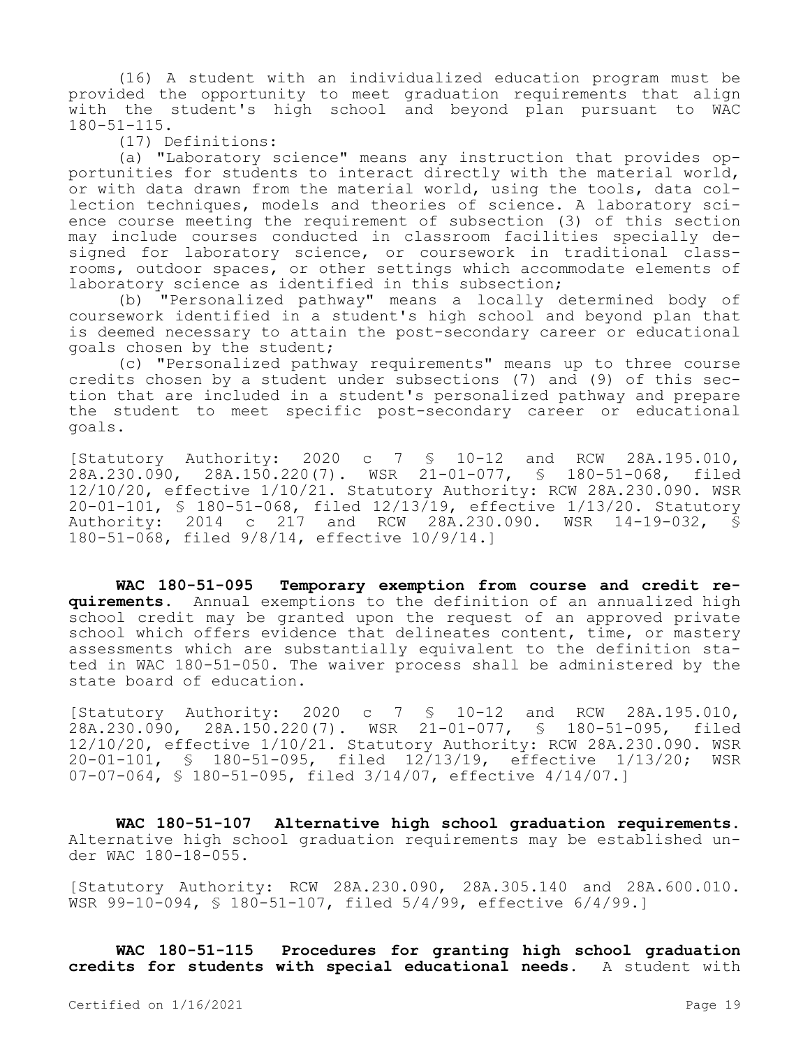(16) A student with an individualized education program must be provided the opportunity to meet graduation requirements that align with the student's high school and beyond plan pursuant to WAC 180-51-115.

(17) Definitions:

(a) "Laboratory science" means any instruction that provides opportunities for students to interact directly with the material world, or with data drawn from the material world, using the tools, data collection techniques, models and theories of science. A laboratory science course meeting the requirement of subsection (3) of this section may include courses conducted in classroom facilities specially designed for laboratory science, or coursework in traditional classrooms, outdoor spaces, or other settings which accommodate elements of laboratory science as identified in this subsection;

(b) "Personalized pathway" means a locally determined body of coursework identified in a student's high school and beyond plan that is deemed necessary to attain the post-secondary career or educational goals chosen by the student;

(c) "Personalized pathway requirements" means up to three course credits chosen by a student under subsections (7) and (9) of this section that are included in a student's personalized pathway and prepare the student to meet specific post-secondary career or educational goals.

[Statutory Authority: 2020 c 7 § 10-12 and RCW 28A.195.010, 28A.230.090, 28A.150.220(7). WSR 21-01-077, § 180-51-068, filed 12/10/20, effective 1/10/21. Statutory Authority: RCW 28A.230.090. WSR 20-01-101, § 180-51-068, filed 12/13/19, effective 1/13/20. Statutory Authority: 2014 c 217 and RCW 28A.230.090. WSR 14-19-032, § 180-51-068, filed 9/8/14, effective 10/9/14.]

**WAC 180-51-095 Temporary exemption from course and credit requirements.** Annual exemptions to the definition of an annualized high school credit may be granted upon the request of an approved private school which offers evidence that delineates content, time, or mastery assessments which are substantially equivalent to the definition stated in WAC 180-51-050. The waiver process shall be administered by the state board of education.

[Statutory Authority: 2020 c 7 § 10-12 and RCW 28A.195.010, 28A.230.090, 28A.150.220(7). WSR 21-01-077, § 180-51-095, filed 12/10/20, effective 1/10/21. Statutory Authority: RCW 28A.230.090. WSR 20-01-101, § 180-51-095, filed 12/13/19, effective 1/13/20; WSR 07-07-064, § 180-51-095, filed 3/14/07, effective 4/14/07.]

**WAC 180-51-107 Alternative high school graduation requirements.** Alternative high school graduation requirements may be established under WAC 180-18-055.

[Statutory Authority: RCW 28A.230.090, 28A.305.140 and 28A.600.010. WSR 99-10-094, § 180-51-107, filed 5/4/99, effective 6/4/99.]

**WAC 180-51-115 Procedures for granting high school graduation credits for students with special educational needs.** A student with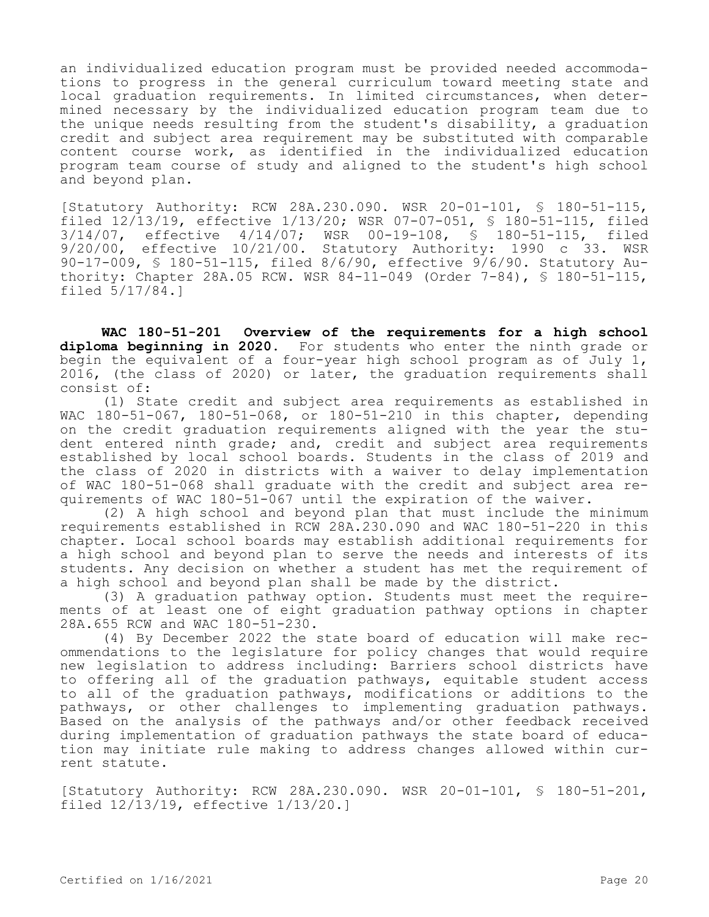an individualized education program must be provided needed accommodations to progress in the general curriculum toward meeting state and local graduation requirements. In limited circumstances, when determined necessary by the individualized education program team due to the unique needs resulting from the student's disability, a graduation credit and subject area requirement may be substituted with comparable content course work, as identified in the individualized education program team course of study and aligned to the student's high school and beyond plan.

[Statutory Authority: RCW 28A.230.090. WSR 20-01-101, § 180-51-115, filed 12/13/19, effective 1/13/20; WSR 07-07-051, § 180-51-115, filed 3/14/07, effective 4/14/07; WSR 00-19-108, § 180-51-115, filed 9/20/00, effective 10/21/00. Statutory Authority: 1990 c 33. WSR 90-17-009, § 180-51-115, filed 8/6/90, effective 9/6/90. Statutory Authority: Chapter 28A.05 RCW. WSR 84-11-049 (Order 7-84), § 180-51-115, filed 5/17/84.]

**WAC 180-51-201 Overview of the requirements for a high school diploma beginning in 2020.** For students who enter the ninth grade or begin the equivalent of a four-year high school program as of July 1, 2016, (the class of 2020) or later, the graduation requirements shall consist of:

(1) State credit and subject area requirements as established in WAC 180-51-067, 180-51-068, or 180-51-210 in this chapter, depending on the credit graduation requirements aligned with the year the student entered ninth grade; and, credit and subject area requirements established by local school boards. Students in the class of 2019 and the class of 2020 in districts with a waiver to delay implementation of WAC 180-51-068 shall graduate with the credit and subject area requirements of WAC 180-51-067 until the expiration of the waiver.

(2) A high school and beyond plan that must include the minimum requirements established in RCW 28A.230.090 and WAC 180-51-220 in this chapter. Local school boards may establish additional requirements for a high school and beyond plan to serve the needs and interests of its students. Any decision on whether a student has met the requirement of a high school and beyond plan shall be made by the district.

(3) A graduation pathway option. Students must meet the requirements of at least one of eight graduation pathway options in chapter 28A.655 RCW and WAC 180-51-230.

(4) By December 2022 the state board of education will make recommendations to the legislature for policy changes that would require new legislation to address including: Barriers school districts have to offering all of the graduation pathways, equitable student access to all of the graduation pathways, modifications or additions to the pathways, or other challenges to implementing graduation pathways. Based on the analysis of the pathways and/or other feedback received during implementation of graduation pathways the state board of education may initiate rule making to address changes allowed within current statute.

[Statutory Authority: RCW 28A.230.090. WSR 20-01-101, § 180-51-201, filed 12/13/19, effective 1/13/20.]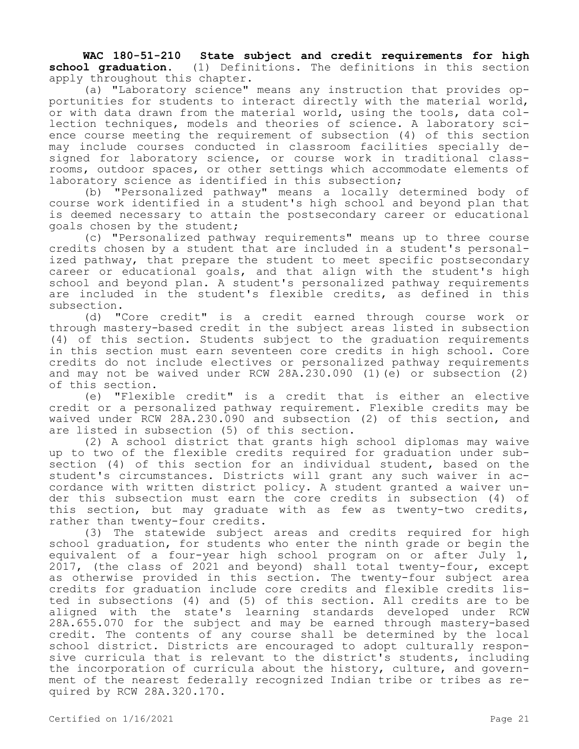**WAC 180-51-210 State subject and credit requirements for high school graduation.** (1) Definitions. The definitions in this section apply throughout this chapter.

(a) "Laboratory science" means any instruction that provides opportunities for students to interact directly with the material world, or with data drawn from the material world, using the tools, data collection techniques, models and theories of science. A laboratory science course meeting the requirement of subsection (4) of this section may include courses conducted in classroom facilities specially designed for laboratory science, or course work in traditional classrooms, outdoor spaces, or other settings which accommodate elements of laboratory science as identified in this subsection;

(b) "Personalized pathway" means a locally determined body of course work identified in a student's high school and beyond plan that is deemed necessary to attain the postsecondary career or educational goals chosen by the student;

(c) "Personalized pathway requirements" means up to three course credits chosen by a student that are included in a student's personalized pathway, that prepare the student to meet specific postsecondary career or educational goals, and that align with the student's high school and beyond plan. A student's personalized pathway requirements are included in the student's flexible credits, as defined in this subsection.

(d) "Core credit" is a credit earned through course work or through mastery-based credit in the subject areas listed in subsection (4) of this section. Students subject to the graduation requirements in this section must earn seventeen core credits in high school. Core credits do not include electives or personalized pathway requirements and may not be waived under RCW 28A.230.090 (1)(e) or subsection (2) of this section.

(e) "Flexible credit" is a credit that is either an elective credit or a personalized pathway requirement. Flexible credits may be waived under RCW 28A.230.090 and subsection (2) of this section, and are listed in subsection (5) of this section.

(2) A school district that grants high school diplomas may waive up to two of the flexible credits required for graduation under subsection (4) of this section for an individual student, based on the student's circumstances. Districts will grant any such waiver in accordance with written district policy. A student granted a waiver under this subsection must earn the core credits in subsection (4) of this section, but may graduate with as few as twenty-two credits, rather than twenty-four credits.

(3) The statewide subject areas and credits required for high school graduation, for students who enter the ninth grade or begin the equivalent of a four-year high school program on or after July 1, 2017, (the class of 2021 and beyond) shall total twenty-four, except as otherwise provided in this section. The twenty-four subject area credits for graduation include core credits and flexible credits listed in subsections (4) and (5) of this section. All credits are to be aligned with the state's learning standards developed under RCW 28A.655.070 for the subject and may be earned through mastery-based credit. The contents of any course shall be determined by the local school district. Districts are encouraged to adopt culturally responsive curricula that is relevant to the district's students, including the incorporation of curricula about the history, culture, and government of the nearest federally recognized Indian tribe or tribes as required by RCW 28A.320.170.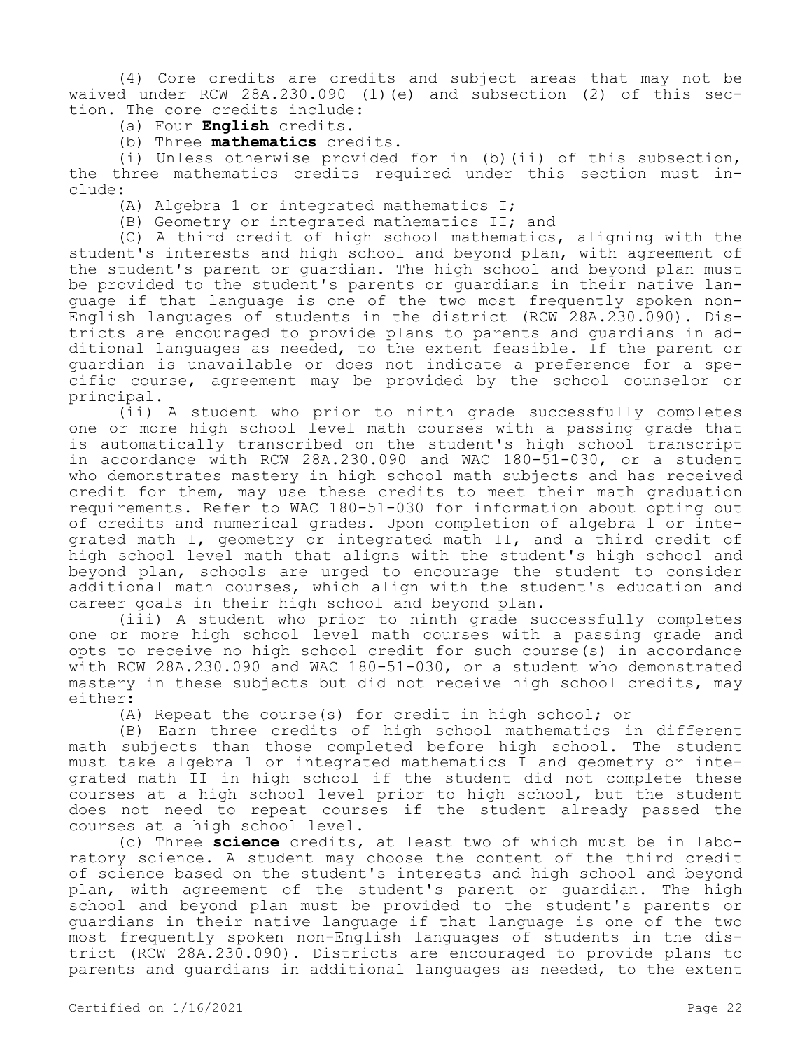(4) Core credits are credits and subject areas that may not be waived under RCW 28A.230.090 (1)(e) and subsection (2) of this section. The core credits include:

(a) Four **English** credits.

(b) Three **mathematics** credits.

(i) Unless otherwise provided for in (b)(ii) of this subsection, the three mathematics credits required under this section must include:

(A) Algebra 1 or integrated mathematics I;

(B) Geometry or integrated mathematics II; and

(C) A third credit of high school mathematics, aligning with the student's interests and high school and beyond plan, with agreement of the student's parent or guardian. The high school and beyond plan must be provided to the student's parents or guardians in their native language if that language is one of the two most frequently spoken non-English languages of students in the district (RCW 28A.230.090). Districts are encouraged to provide plans to parents and guardians in additional languages as needed, to the extent feasible. If the parent or guardian is unavailable or does not indicate a preference for a specific course, agreement may be provided by the school counselor or principal.

(ii) A student who prior to ninth grade successfully completes one or more high school level math courses with a passing grade that is automatically transcribed on the student's high school transcript in accordance with RCW 28A.230.090 and WAC 180-51-030, or a student who demonstrates mastery in high school math subjects and has received credit for them, may use these credits to meet their math graduation requirements. Refer to WAC 180-51-030 for information about opting out of credits and numerical grades. Upon completion of algebra 1 or integrated math I, geometry or integrated math II, and a third credit of high school level math that aligns with the student's high school and beyond plan, schools are urged to encourage the student to consider additional math courses, which align with the student's education and career goals in their high school and beyond plan.

(iii) A student who prior to ninth grade successfully completes one or more high school level math courses with a passing grade and opts to receive no high school credit for such course(s) in accordance with RCW 28A.230.090 and WAC 180-51-030, or a student who demonstrated mastery in these subjects but did not receive high school credits, may either:

(A) Repeat the course(s) for credit in high school; or

(B) Earn three credits of high school mathematics in different math subjects than those completed before high school. The student must take algebra 1 or integrated mathematics I and geometry or integrated math II in high school if the student did not complete these courses at a high school level prior to high school, but the student does not need to repeat courses if the student already passed the courses at a high school level.

(c) Three **science** credits, at least two of which must be in laboratory science. A student may choose the content of the third credit of science based on the student's interests and high school and beyond plan, with agreement of the student's parent or guardian. The high school and beyond plan must be provided to the student's parents or guardians in their native language if that language is one of the two most frequently spoken non-English languages of students in the district (RCW 28A.230.090). Districts are encouraged to provide plans to parents and guardians in additional languages as needed, to the extent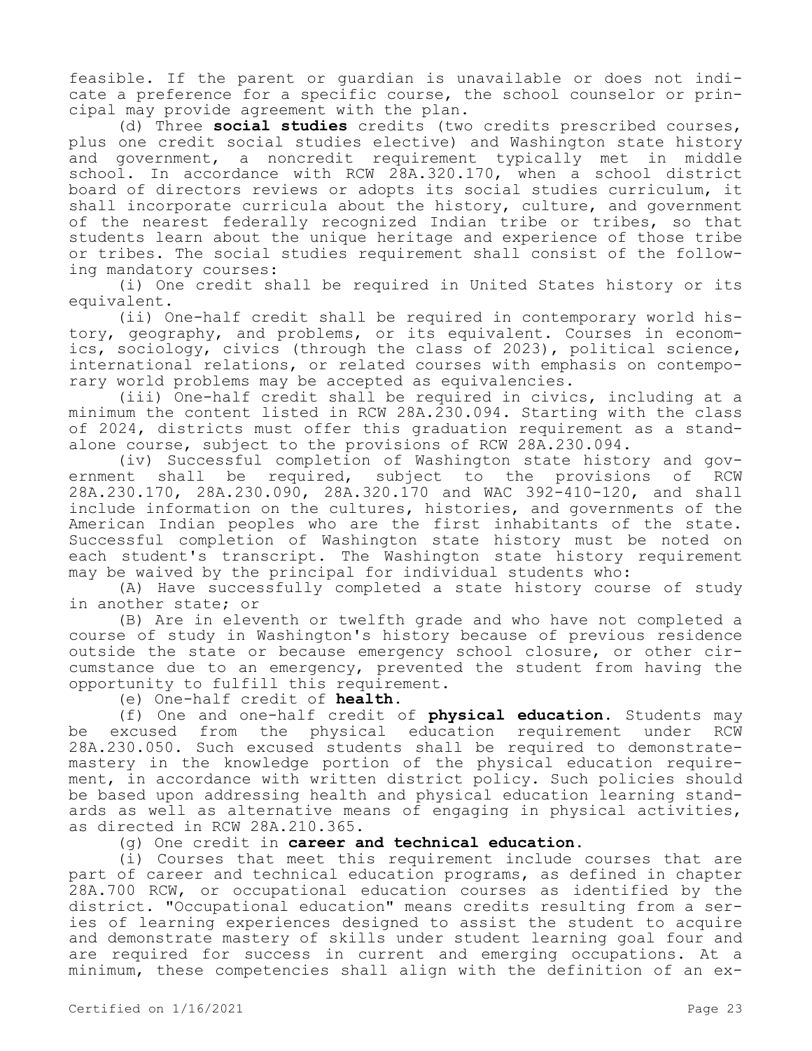feasible. If the parent or guardian is unavailable or does not indicate a preference for a specific course, the school counselor or principal may provide agreement with the plan.

(d) Three **social studies** credits (two credits prescribed courses, plus one credit social studies elective) and Washington state history and government, a noncredit requirement typically met in middle school. In accordance with RCW 28A.320.170, when a school district board of directors reviews or adopts its social studies curriculum, it shall incorporate curricula about the history, culture, and government of the nearest federally recognized Indian tribe or tribes, so that students learn about the unique heritage and experience of those tribe or tribes. The social studies requirement shall consist of the following mandatory courses:

(i) One credit shall be required in United States history or its equivalent.

(ii) One-half credit shall be required in contemporary world history, geography, and problems, or its equivalent. Courses in economics, sociology, civics (through the class of 2023), political science, international relations, or related courses with emphasis on contemporary world problems may be accepted as equivalencies.

(iii) One-half credit shall be required in civics, including at a minimum the content listed in RCW 28A.230.094. Starting with the class of 2024, districts must offer this graduation requirement as a standalone course, subject to the provisions of RCW 28A.230.094.

(iv) Successful completion of Washington state history and government shall be required, subject to the provisions of RCW 28A.230.170, 28A.230.090, 28A.320.170 and WAC 392-410-120, and shall include information on the cultures, histories, and governments of the American Indian peoples who are the first inhabitants of the state. Successful completion of Washington state history must be noted on each student's transcript. The Washington state history requirement may be waived by the principal for individual students who:

(A) Have successfully completed a state history course of study in another state; or

(B) Are in eleventh or twelfth grade and who have not completed a course of study in Washington's history because of previous residence outside the state or because emergency school closure, or other circumstance due to an emergency, prevented the student from having the opportunity to fulfill this requirement.

(e) One-half credit of **health**.

(f) One and one-half credit of **physical education**. Students may be excused from the physical education requirement under RCW 28A.230.050. Such excused students shall be required to demonstrate mastery in the knowledge portion of the physical education requirement, in accordance with written district policy. Such policies should be based upon addressing health and physical education learning standards as well as alternative means of engaging in physical activities, as directed in RCW 28A.210.365.

(g) One credit in **career and technical education**.

(i) Courses that meet this requirement include courses that are part of career and technical education programs, as defined in chapter 28A.700 RCW, or occupational education courses as identified by the district. "Occupational education" means credits resulting from a series of learning experiences designed to assist the student to acquire and demonstrate mastery of skills under student learning goal four and are required for success in current and emerging occupations. At a minimum, these competencies shall align with the definition of an ex-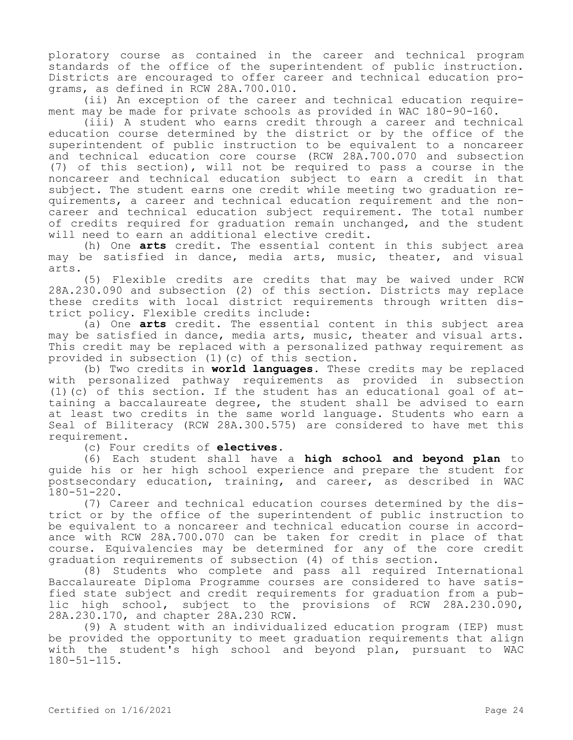ploratory course as contained in the career and technical program standards of the office of the superintendent of public instruction. Districts are encouraged to offer career and technical education programs, as defined in RCW 28A.700.010.

(ii) An exception of the career and technical education requirement may be made for private schools as provided in WAC 180-90-160.

(iii) A student who earns credit through a career and technical education course determined by the district or by the office of the superintendent of public instruction to be equivalent to a noncareer and technical education core course (RCW 28A.700.070 and subsection (7) of this section), will not be required to pass a course in the noncareer and technical education subject to earn a credit in that subject. The student earns one credit while meeting two graduation requirements, a career and technical education requirement and the noncareer and technical education subject requirement. The total number of credits required for graduation remain unchanged, and the student will need to earn an additional elective credit.

(h) One **arts** credit. The essential content in this subject area may be satisfied in dance, media arts, music, theater, and visual arts.

(5) Flexible credits are credits that may be waived under RCW 28A.230.090 and subsection (2) of this section. Districts may replace these credits with local district requirements through written district policy. Flexible credits include:

(a) One **arts** credit. The essential content in this subject area may be satisfied in dance, media arts, music, theater and visual arts. This credit may be replaced with a personalized pathway requirement as provided in subsection (1)(c) of this section.

(b) Two credits in **world languages**. These credits may be replaced with personalized pathway requirements as provided in subsection (1)(c) of this section. If the student has an educational goal of attaining a baccalaureate degree, the student shall be advised to earn at least two credits in the same world language. Students who earn a Seal of Biliteracy (RCW 28A.300.575) are considered to have met this requirement.

(c) Four credits of **electives**.

(6) Each student shall have a **high school and beyond plan** to guide his or her high school experience and prepare the student for postsecondary education, training, and career, as described in WAC 180-51-220.

(7) Career and technical education courses determined by the district or by the office of the superintendent of public instruction to be equivalent to a noncareer and technical education course in accordance with RCW 28A.700.070 can be taken for credit in place of that course. Equivalencies may be determined for any of the core credit graduation requirements of subsection (4) of this section.

(8) Students who complete and pass all required International Baccalaureate Diploma Programme courses are considered to have satisfied state subject and credit requirements for graduation from a public high school, subject to the provisions of RCW 28A.230.090, 28A.230.170, and chapter 28A.230 RCW.

(9) A student with an individualized education program (IEP) must be provided the opportunity to meet graduation requirements that align with the student's high school and beyond plan, pursuant to WAC 180-51-115.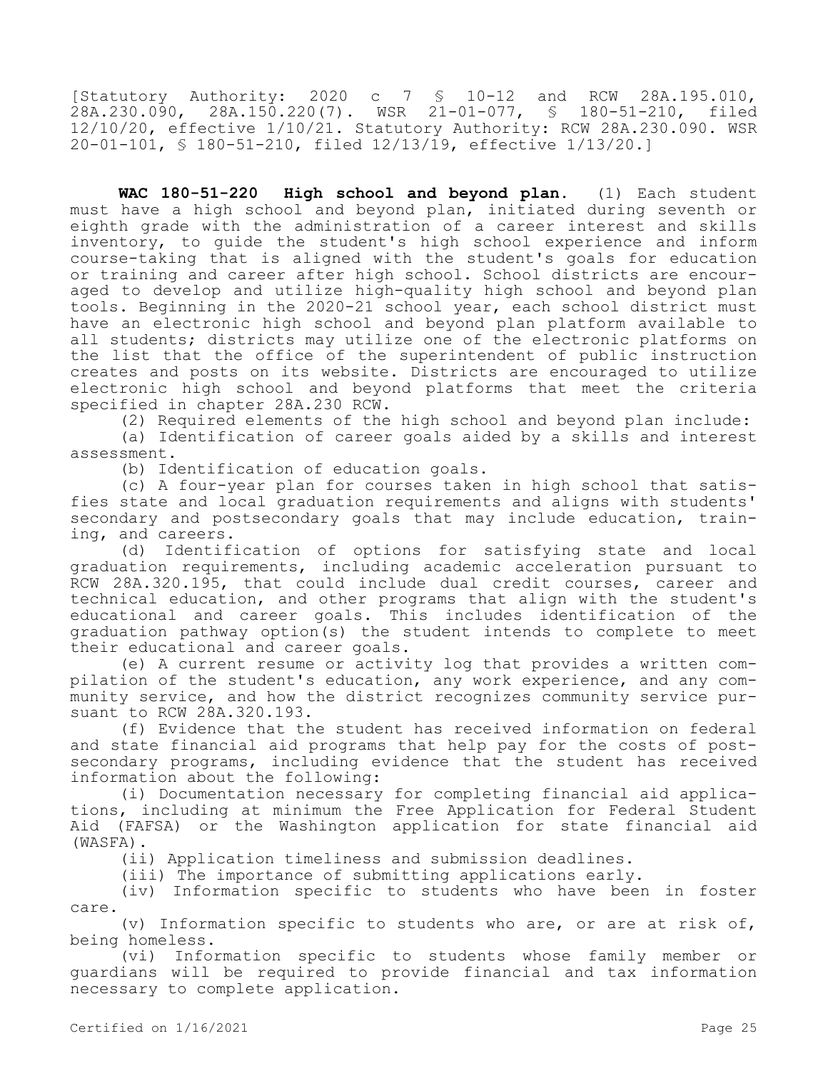[Statutory Authority: 2020 c 7 § 10-12 and RCW 28A.195.010, 28A.230.090, 28A.150.220(7). WSR 21-01-077, § 180-51-210, filed 12/10/20, effective 1/10/21. Statutory Authority: RCW 28A.230.090. WSR 20-01-101, § 180-51-210, filed 12/13/19, effective 1/13/20.]

**WAC 180-51-220 High school and beyond plan.** (1) Each student must have a high school and beyond plan, initiated during seventh or eighth grade with the administration of a career interest and skills inventory, to guide the student's high school experience and inform course-taking that is aligned with the student's goals for education or training and career after high school. School districts are encouraged to develop and utilize high-quality high school and beyond plan tools. Beginning in the 2020-21 school year, each school district must have an electronic high school and beyond plan platform available to all students; districts may utilize one of the electronic platforms on the list that the office of the superintendent of public instruction creates and posts on its website. Districts are encouraged to utilize electronic high school and beyond platforms that meet the criteria specified in chapter 28A.230 RCW.

(2) Required elements of the high school and beyond plan include:

(a) Identification of career goals aided by a skills and interest assessment.

(b) Identification of education goals.

(c) A four-year plan for courses taken in high school that satisfies state and local graduation requirements and aligns with students' secondary and postsecondary goals that may include education, training, and careers.

(d) Identification of options for satisfying state and local graduation requirements, including academic acceleration pursuant to RCW 28A.320.195, that could include dual credit courses, career and technical education, and other programs that align with the student's educational and career goals. This includes identification of the graduation pathway option(s) the student intends to complete to meet their educational and career goals.

(e) A current resume or activity log that provides a written compilation of the student's education, any work experience, and any community service, and how the district recognizes community service pursuant to RCW 28A.320.193.

(f) Evidence that the student has received information on federal and state financial aid programs that help pay for the costs of postsecondary programs, including evidence that the student has received information about the following:

(i) Documentation necessary for completing financial aid applications, including at minimum the Free Application for Federal Student Aid (FAFSA) or the Washington application for state financial aid (WASFA).

(ii) Application timeliness and submission deadlines.

(iii) The importance of submitting applications early.

(iv) Information specific to students who have been in foster care.

(v) Information specific to students who are, or are at risk of, being homeless.

(vi) Information specific to students whose family member or guardians will be required to provide financial and tax information necessary to complete application.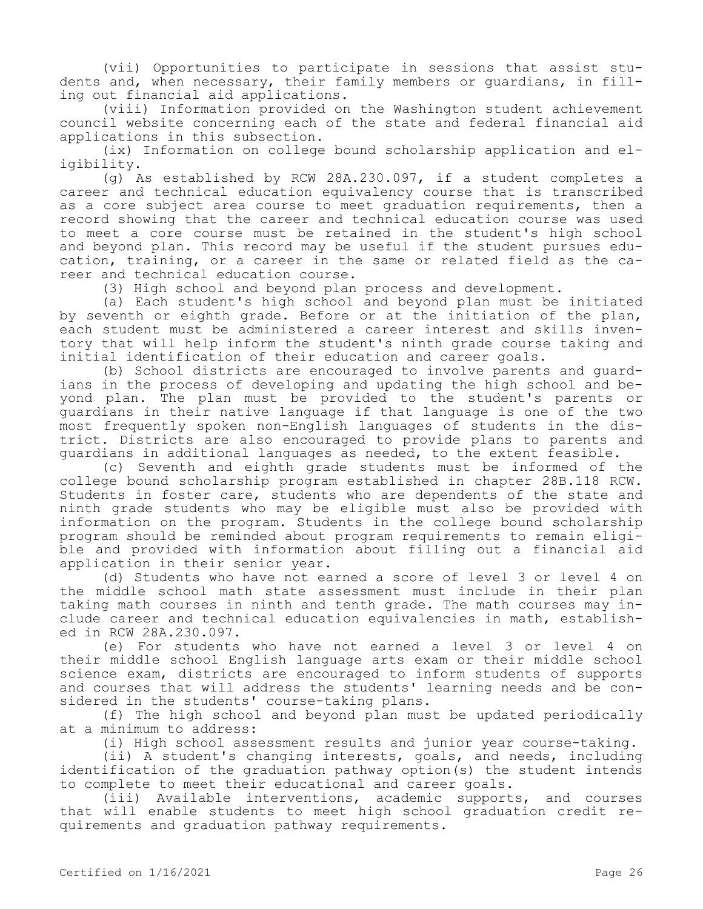(vii) Opportunities to participate in sessions that assist students and, when necessary, their family members or guardians, in filling out financial aid applications.

(viii) Information provided on the Washington student achievement council website concerning each of the state and federal financial aid applications in this subsection.

(ix) Information on college bound scholarship application and eligibility.

(g) As established by RCW 28A.230.097, if a student completes a career and technical education equivalency course that is transcribed as a core subject area course to meet graduation requirements, then a record showing that the career and technical education course was used to meet a core course must be retained in the student's high school and beyond plan. This record may be useful if the student pursues education, training, or a career in the same or related field as the career and technical education course.

(3) High school and beyond plan process and development.

(a) Each student's high school and beyond plan must be initiated by seventh or eighth grade. Before or at the initiation of the plan, each student must be administered a career interest and skills inventory that will help inform the student's ninth grade course taking and initial identification of their education and career goals.

(b) School districts are encouraged to involve parents and guardians in the process of developing and updating the high school and beyond plan. The plan must be provided to the student's parents or guardians in their native language if that language is one of the two most frequently spoken non-English languages of students in the district. Districts are also encouraged to provide plans to parents and guardians in additional languages as needed, to the extent feasible.

(c) Seventh and eighth grade students must be informed of the college bound scholarship program established in chapter 28B.118 RCW. Students in foster care, students who are dependents of the state and ninth grade students who may be eligible must also be provided with information on the program. Students in the college bound scholarship program should be reminded about program requirements to remain eligible and provided with information about filling out a financial aid application in their senior year.

(d) Students who have not earned a score of level 3 or level 4 on the middle school math state assessment must include in their plan taking math courses in ninth and tenth grade. The math courses may include career and technical education equivalencies in math, established in RCW 28A.230.097.

(e) For students who have not earned a level 3 or level 4 on their middle school English language arts exam or their middle school science exam, districts are encouraged to inform students of supports and courses that will address the students' learning needs and be considered in the students' course-taking plans.

(f) The high school and beyond plan must be updated periodically at a minimum to address:

(i) High school assessment results and junior year course-taking.

(ii) A student's changing interests, goals, and needs, including identification of the graduation pathway option(s) the student intends to complete to meet their educational and career goals.

(iii) Available interventions, academic supports, and courses that will enable students to meet high school graduation credit requirements and graduation pathway requirements.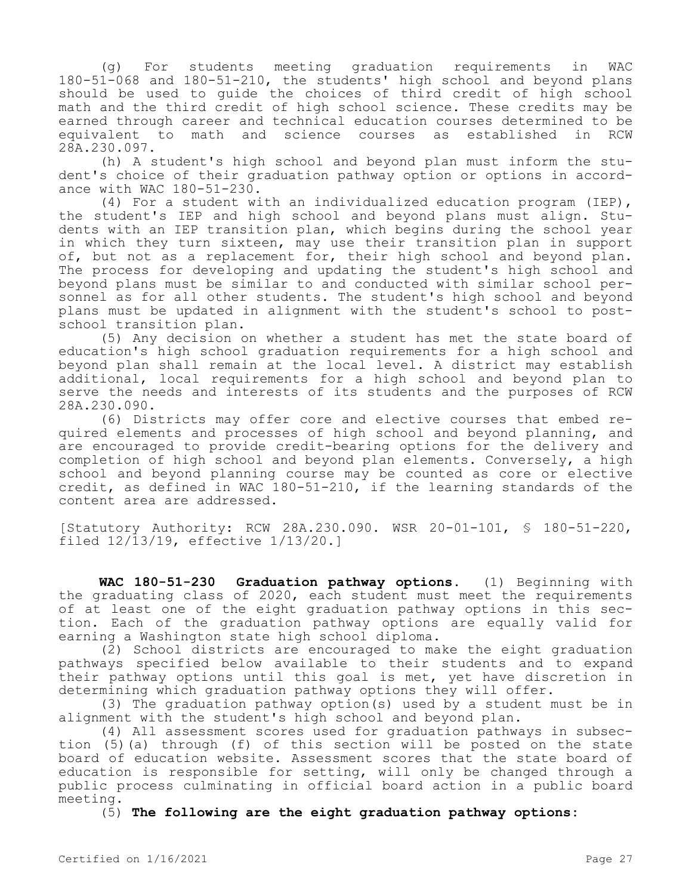(g) For students meeting graduation requirements in WAC 180-51-068 and 180-51-210, the students' high school and beyond plans should be used to guide the choices of third credit of high school math and the third credit of high school science. These credits may be earned through career and technical education courses determined to be equivalent to math and science courses as established in RCW 28A.230.097.

(h) A student's high school and beyond plan must inform the student's choice of their graduation pathway option or options in accordance with WAC 180-51-230.

(4) For a student with an individualized education program (IEP), the student's IEP and high school and beyond plans must align. Students with an IEP transition plan, which begins during the school year in which they turn sixteen, may use their transition plan in support of, but not as a replacement for, their high school and beyond plan. The process for developing and updating the student's high school and beyond plans must be similar to and conducted with similar school personnel as for all other students. The student's high school and beyond plans must be updated in alignment with the student's school to post-school transition plan.

(5) Any decision on whether a student has met the state board of education's high school graduation requirements for a high school and beyond plan shall remain at the local level. A district may establish additional, local requirements for a high school and beyond plan to serve the needs and interests of its students and the purposes of RCW 28A.230.090.

(6) Districts may offer core and elective courses that embed required elements and processes of high school and beyond planning, and are encouraged to provide credit-bearing options for the delivery and completion of high school and beyond plan elements. Conversely, a high school and beyond planning course may be counted as core or elective credit, as defined in WAC 180-51-210, if the learning standards of the content area are addressed.

[Statutory Authority: RCW 28A.230.090. WSR 20-01-101, § 180-51-220, filed 12/13/19, effective 1/13/20.]

**WAC 180-51-230 Graduation pathway options.** (1) Beginning with the graduating class of 2020, each student must meet the requirements of at least one of the eight graduation pathway options in this section. Each of the graduation pathway options are equally valid for earning a Washington state high school diploma.

(2) School districts are encouraged to make the eight graduation pathways specified below available to their students and to expand their pathway options until this goal is met, yet have discretion in determining which graduation pathway options they will offer.

(3) The graduation pathway option(s) used by a student must be in alignment with the student's high school and beyond plan.

(4) All assessment scores used for graduation pathways in subsection (5)(a) through (f) of this section will be posted on the state board of education website. Assessment scores that the state board of education is responsible for setting, will only be changed through a public process culminating in official board action in a public board meeting.

(5) **The following are the eight graduation pathway options:**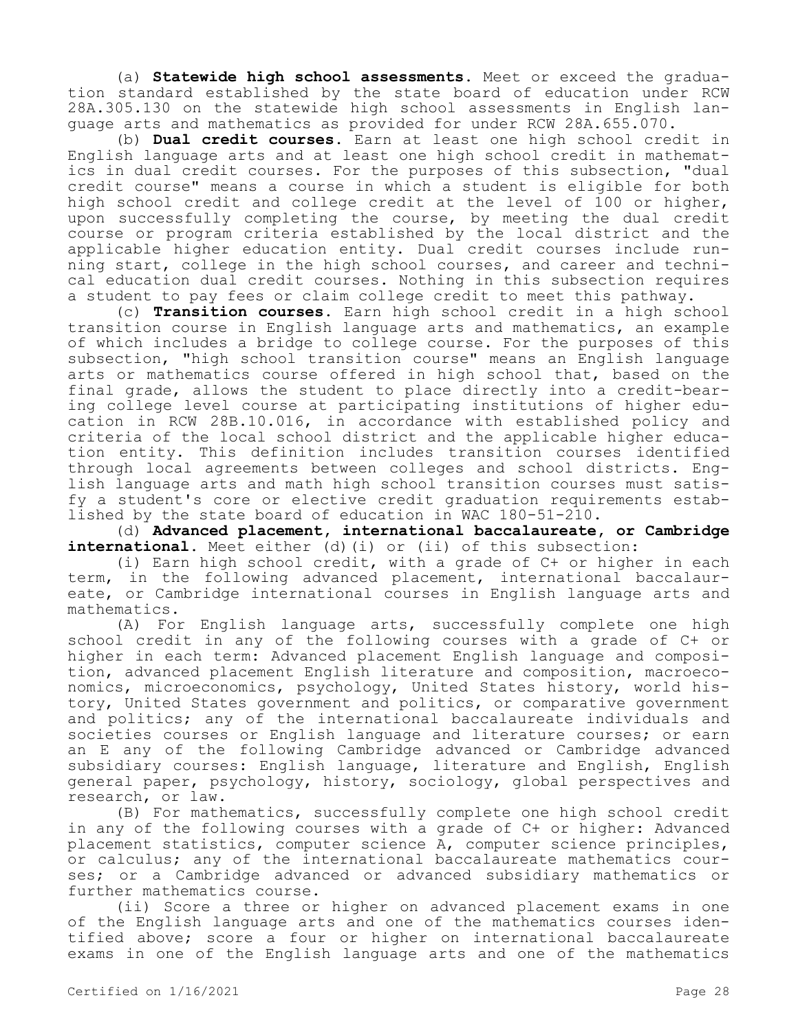(a) **Statewide high school assessments.** Meet or exceed the graduation standard established by the state board of education under RCW 28A.305.130 on the statewide high school assessments in English language arts and mathematics as provided for under RCW 28A.655.070.

(b) **Dual credit courses.** Earn at least one high school credit in English language arts and at least one high school credit in mathematics in dual credit courses. For the purposes of this subsection, "dual credit course" means a course in which a student is eligible for both high school credit and college credit at the level of 100 or higher, upon successfully completing the course, by meeting the dual credit course or program criteria established by the local district and the applicable higher education entity. Dual credit courses include running start, college in the high school courses, and career and technical education dual credit courses. Nothing in this subsection requires a student to pay fees or claim college credit to meet this pathway.

(c) **Transition courses.** Earn high school credit in a high school transition course in English language arts and mathematics, an example of which includes a bridge to college course. For the purposes of this subsection, "high school transition course" means an English language arts or mathematics course offered in high school that, based on the final grade, allows the student to place directly into a credit-bearing college level course at participating institutions of higher education in RCW 28B.10.016, in accordance with established policy and criteria of the local school district and the applicable higher education entity. This definition includes transition courses identified through local agreements between colleges and school districts. English language arts and math high school transition courses must satisfy a student's core or elective credit graduation requirements established by the state board of education in WAC 180-51-210.

(d) **Advanced placement, international baccalaureate, or Cambridge international.** Meet either (d)(i) or (ii) of this subsection:

(i) Earn high school credit, with a grade of C+ or higher in each term, in the following advanced placement, international baccalaureate, or Cambridge international courses in English language arts and mathematics.

(A) For English language arts, successfully complete one high school credit in any of the following courses with a grade of C+ or higher in each term: Advanced placement English language and composition, advanced placement English literature and composition, macroeconomics, microeconomics, psychology, United States history, world history, United States government and politics, or comparative government and politics; any of the international baccalaureate individuals and societies courses or English language and literature courses; or earn an E any of the following Cambridge advanced or Cambridge advanced subsidiary courses: English language, literature and English, English general paper, psychology, history, sociology, global perspectives and research, or law.

(B) For mathematics, successfully complete one high school credit in any of the following courses with a grade of C+ or higher: Advanced placement statistics, computer science A, computer science principles, or calculus; any of the international baccalaureate mathematics courses; or a Cambridge advanced or advanced subsidiary mathematics or further mathematics course.

(ii) Score a three or higher on advanced placement exams in one of the English language arts and one of the mathematics courses identified above; score a four or higher on international baccalaureate exams in one of the English language arts and one of the mathematics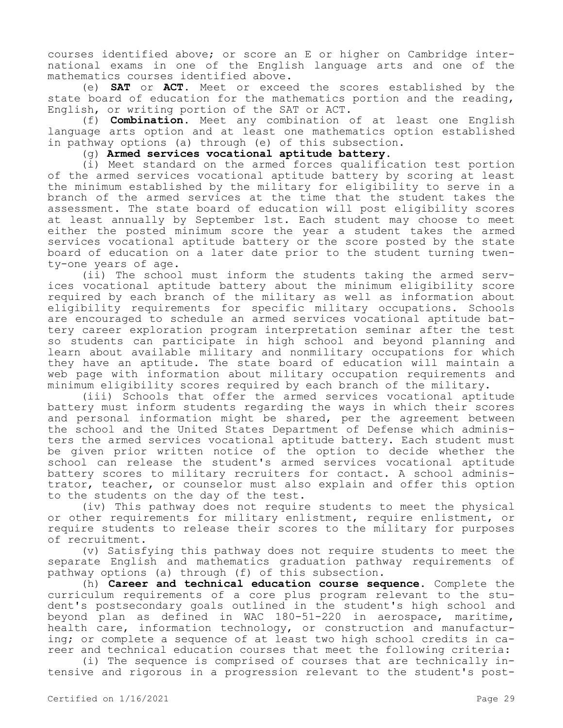courses identified above; or score an E or higher on Cambridge international exams in one of the English language arts and one of the mathematics courses identified above.

(e) **SAT** or **ACT**. Meet or exceed the scores established by the state board of education for the mathematics portion and the reading, English, or writing portion of the SAT or ACT.

(f) **Combination.** Meet any combination of at least one English language arts option and at least one mathematics option established in pathway options (a) through (e) of this subsection.

(g) **Armed services vocational aptitude battery.**

(i) Meet standard on the armed forces qualification test portion of the armed services vocational aptitude battery by scoring at least the minimum established by the military for eligibility to serve in a branch of the armed services at the time that the student takes the assessment. The state board of education will post eligibility scores at least annually by September 1st. Each student may choose to meet either the posted minimum score the year a student takes the armed services vocational aptitude battery or the score posted by the state board of education on a later date prior to the student turning twenty-one years of age.

(ii) The school must inform the students taking the armed services vocational aptitude battery about the minimum eligibility score required by each branch of the military as well as information about eligibility requirements for specific military occupations. Schools are encouraged to schedule an armed services vocational aptitude battery career exploration program interpretation seminar after the test so students can participate in high school and beyond planning and learn about available military and nonmilitary occupations for which they have an aptitude. The state board of education will maintain a web page with information about military occupation requirements and minimum eligibility scores required by each branch of the military.

(iii) Schools that offer the armed services vocational aptitude battery must inform students regarding the ways in which their scores and personal information might be shared, per the agreement between the school and the United States Department of Defense which administers the armed services vocational aptitude battery. Each student must be given prior written notice of the option to decide whether the school can release the student's armed services vocational aptitude battery scores to military recruiters for contact. A school administrator, teacher, or counselor must also explain and offer this option to the students on the day of the test.

(iv) This pathway does not require students to meet the physical or other requirements for military enlistment, require enlistment, or require students to release their scores to the military for purposes of recruitment.

(v) Satisfying this pathway does not require students to meet the separate English and mathematics graduation pathway requirements of pathway options (a) through (f) of this subsection.

(h) **Career and technical education course sequence.** Complete the curriculum requirements of a core plus program relevant to the student's postsecondary goals outlined in the student's high school and beyond plan as defined in WAC 180-51-220 in aerospace, maritime, health care, information technology, or construction and manufacturing; or complete a sequence of at least two high school credits in career and technical education courses that meet the following criteria:

(i) The sequence is comprised of courses that are technically intensive and rigorous in a progression relevant to the student's post-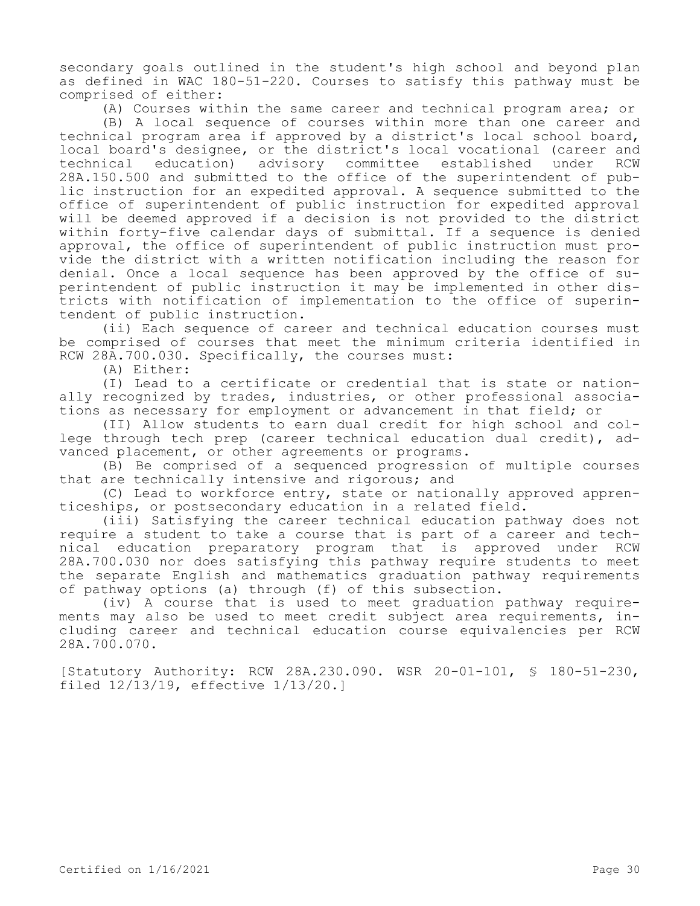secondary goals outlined in the student's high school and beyond plan as defined in WAC 180-51-220. Courses to satisfy this pathway must be comprised of either:

(A) Courses within the same career and technical program area; or

(B) A local sequence of courses within more than one career and technical program area if approved by a district's local school board, local board's designee, or the district's local vocational (career and technical education) advisory committee established under RCW 28A.150.500 and submitted to the office of the superintendent of public instruction for an expedited approval. A sequence submitted to the office of superintendent of public instruction for expedited approval will be deemed approved if a decision is not provided to the district within forty-five calendar days of submittal. If a sequence is denied approval, the office of superintendent of public instruction must provide the district with a written notification including the reason for denial. Once a local sequence has been approved by the office of superintendent of public instruction it may be implemented in other districts with notification of implementation to the office of superintendent of public instruction.

(ii) Each sequence of career and technical education courses must be comprised of courses that meet the minimum criteria identified in RCW 28A.700.030. Specifically, the courses must:

(A) Either:

(I) Lead to a certificate or credential that is state or nationally recognized by trades, industries, or other professional associations as necessary for employment or advancement in that field; or

(II) Allow students to earn dual credit for high school and college through tech prep (career technical education dual credit), advanced placement, or other agreements or programs.

(B) Be comprised of a sequenced progression of multiple courses that are technically intensive and rigorous; and

(C) Lead to workforce entry, state or nationally approved apprenticeships, or postsecondary education in a related field.

(iii) Satisfying the career technical education pathway does not require a student to take a course that is part of a career and technical education preparatory program that is approved under RCW 28A.700.030 nor does satisfying this pathway require students to meet the separate English and mathematics graduation pathway requirements of pathway options (a) through (f) of this subsection.

(iv) A course that is used to meet graduation pathway requirements may also be used to meet credit subject area requirements, including career and technical education course equivalencies per RCW 28A.700.070.

[Statutory Authority: RCW 28A.230.090. WSR 20-01-101, § 180-51-230, filed 12/13/19, effective 1/13/20.]